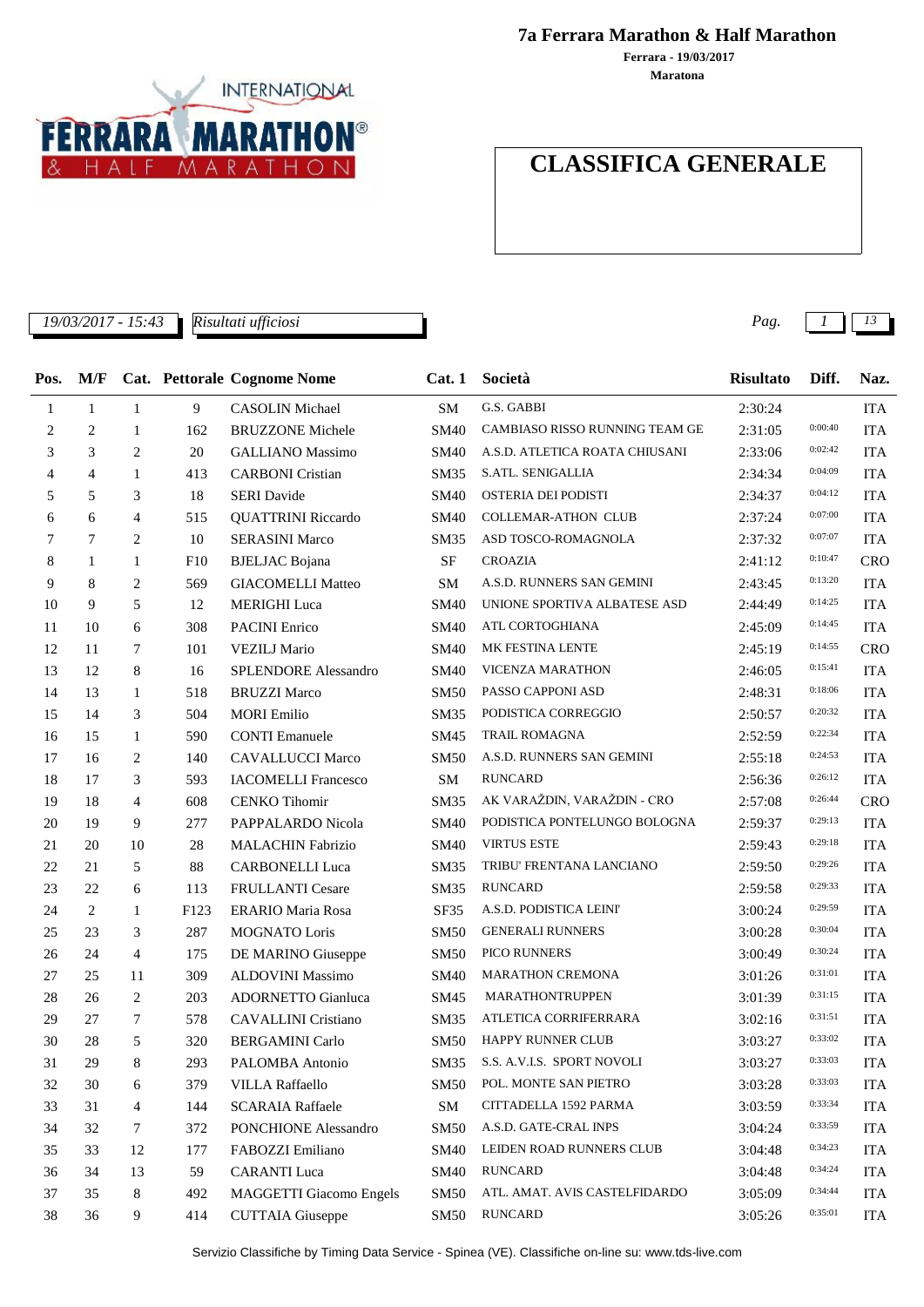# 7a Ferrara Marathon & Half Marathon

**Ferrara - 19/03/2017**

**Maratona**

## CLASSIFICA GENERALE

*19/03/2017 - 15:43* *Risultati ufficiosi*

| Pos. | M/F | Cat. | Pettorale | Cognome Nome | Cat. 1 | Società | Risultato | Diff. | Naz. |
|---|---|---|---|---|---|---|---|---|---|
| 1 | 1 | 1 | 9 | CASOLIN Michael | SM | G.S. GABBI | 2:30:24 | | ITA |
| 2 | 2 | 1 | 162 | BRUZZONE Michele | SM40 | CAMBIASO RISSO RUNNING TEAM GE | 2:31:05 | 0:00:40 | ITA |
| 3 | 3 | 2 | 20 | GALLIANO Massimo | SM40 | A.S.D. ATLETICA ROATA CHIUSANI | 2:33:06 | 0:02:42 | ITA |
| 4 | 4 | 1 | 413 | CARBONI Cristian | SM35 | S.ATL. SENIGALLIA | 2:34:34 | 0:04:09 | ITA |
| 5 | 5 | 3 | 18 | SERI Davide | SM40 | OSTERIA DEI PODISTI | 2:34:37 | 0:04:12 | ITA |
| 6 | 6 | 4 | 515 | QUATTRINI Riccardo | SM40 | COLLEMAR-ATHON CLUB | 2:37:24 | 0:07:00 | ITA |
| 7 | 7 | 2 | 10 | SERASINI Marco | SM35 | ASD TOSCO-ROMAGNOLA | 2:37:32 | 0:07:07 | ITA |
| 8 | 1 | 1 | F10 | BJELJAC Bojana | SF | CROAZIA | 2:41:12 | 0:10:47 | CRO |
| 9 | 8 | 2 | 569 | GIACOMELLI Matteo | SM | A.S.D. RUNNERS SAN GEMINI | 2:43:45 | 0:13:20 | ITA |
| 10 | 9 | 5 | 12 | MERIGHI Luca | SM40 | UNIONE SPORTIVA ALBATESE ASD | 2:44:49 | 0:14:25 | ITA |
| 11 | 10 | 6 | 308 | PACINI Enrico | SM40 | ATL CORTOGHIANA | 2:45:09 | 0:14:45 | ITA |
| 12 | 11 | 7 | 101 | VEZILJ Mario | SM40 | MK FESTINA LENTE | 2:45:19 | 0:14:55 | CRO |
| 13 | 12 | 8 | 16 | SPLENDORE Alessandro | SM40 | VICENZA MARATHON | 2:46:05 | 0:15:41 | ITA |
| 14 | 13 | 1 | 518 | BRUZZI Marco | SM50 | PASSO CAPPONI ASD | 2:48:31 | 0:18:06 | ITA |
| 15 | 14 | 3 | 504 | MORI Emilio | SM35 | PODISTICA CORREGGIO | 2:50:57 | 0:20:32 | ITA |
| 16 | 15 | 1 | 590 | CONTI Emanuele | SM45 | TRAIL ROMAGNA | 2:52:59 | 0:22:34 | ITA |
| 17 | 16 | 2 | 140 | CAVALLUCCI Marco | SM50 | A.S.D. RUNNERS SAN GEMINI | 2:55:18 | 0:24:53 | ITA |
| 18 | 17 | 3 | 593 | IACOMELLI Francesco | SM | RUNCARD | 2:56:36 | 0:26:12 | ITA |
| 19 | 18 | 4 | 608 | CENKO Tihomir | SM35 | AK VARAŽDIN, VARAŽDIN - CRO | 2:57:08 | 0:26:44 | CRO |
| 20 | 19 | 9 | 277 | PAPPALARDO Nicola | SM40 | PODISTICA PONTELUNGO BOLOGNA | 2:59:37 | 0:29:13 | ITA |
| 21 | 20 | 10 | 28 | MALACHIN Fabrizio | SM40 | VIRTUS ESTE | 2:59:43 | 0:29:18 | ITA |
| 22 | 21 | 5 | 88 | CARBONELLI Luca | SM35 | TRIBU' FRENTANA LANCIANO | 2:59:50 | 0:29:26 | ITA |
| 23 | 22 | 6 | 113 | FRULLANTI Cesare | SM35 | RUNCARD | 2:59:58 | 0:29:33 | ITA |
| 24 | 2 | 1 | F123 | ERARIO Maria Rosa | SF35 | A.S.D. PODISTICA LEINI' | 3:00:24 | 0:29:59 | ITA |
| 25 | 23 | 3 | 287 | MOGNATO Loris | SM50 | GENERALI RUNNERS | 3:00:28 | 0:30:04 | ITA |
| 26 | 24 | 4 | 175 | DE MARINO Giuseppe | SM50 | PICO RUNNERS | 3:00:49 | 0:30:24 | ITA |
| 27 | 25 | 11 | 309 | ALDOVINI Massimo | SM40 | MARATHON CREMONA | 3:01:26 | 0:31:01 | ITA |
| 28 | 26 | 2 | 203 | ADORNETTO Gianluca | SM45 | MARATHONTRUPPEN | 3:01:39 | 0:31:15 | ITA |
| 29 | 27 | 7 | 578 | CAVALLINI Cristiano | SM35 | ATLETICA CORRIFERRARA | 3:02:16 | 0:31:51 | ITA |
| 30 | 28 | 5 | 320 | BERGAMINI Carlo | SM50 | HAPPY RUNNER CLUB | 3:03:27 | 0:33:02 | ITA |
| 31 | 29 | 8 | 293 | PALOMBA Antonio | SM35 | S.S. A.V.I.S. SPORT NOVOLI | 3:03:27 | 0:33:03 | ITA |
| 32 | 30 | 6 | 379 | VILLA Raffaello | SM50 | POL. MONTE SAN PIETRO | 3:03:28 | 0:33:03 | ITA |
| 33 | 31 | 4 | 144 | SCARAIA Raffaele | SM | CITTADELLA 1592 PARMA | 3:03:59 | 0:33:34 | ITA |
| 34 | 32 | 7 | 372 | PONCHIONE Alessandro | SM50 | A.S.D. GATE-CRAL INPS | 3:04:24 | 0:33:59 | ITA |
| 35 | 33 | 12 | 177 | FABOZZI Emiliano | SM40 | LEIDEN ROAD RUNNERS CLUB | 3:04:48 | 0:34:23 | ITA |
| 36 | 34 | 13 | 59 | CARANTI Luca | SM40 | RUNCARD | 3:04:48 | 0:34:24 | ITA |
| 37 | 35 | 8 | 492 | MAGGETTI Giacomo Engels | SM50 | ATL. AMAT. AVIS CASTELFIDARDO | 3:05:09 | 0:34:44 | ITA |
| 38 | 36 | 9 | 414 | CUTTAIA Giuseppe | SM50 | RUNCARD | 3:05:26 | 0:35:01 | ITA |

Servizio Classifiche by Timing Data Service - Spinea (VE). Classifiche on-line su: www.tds-live.com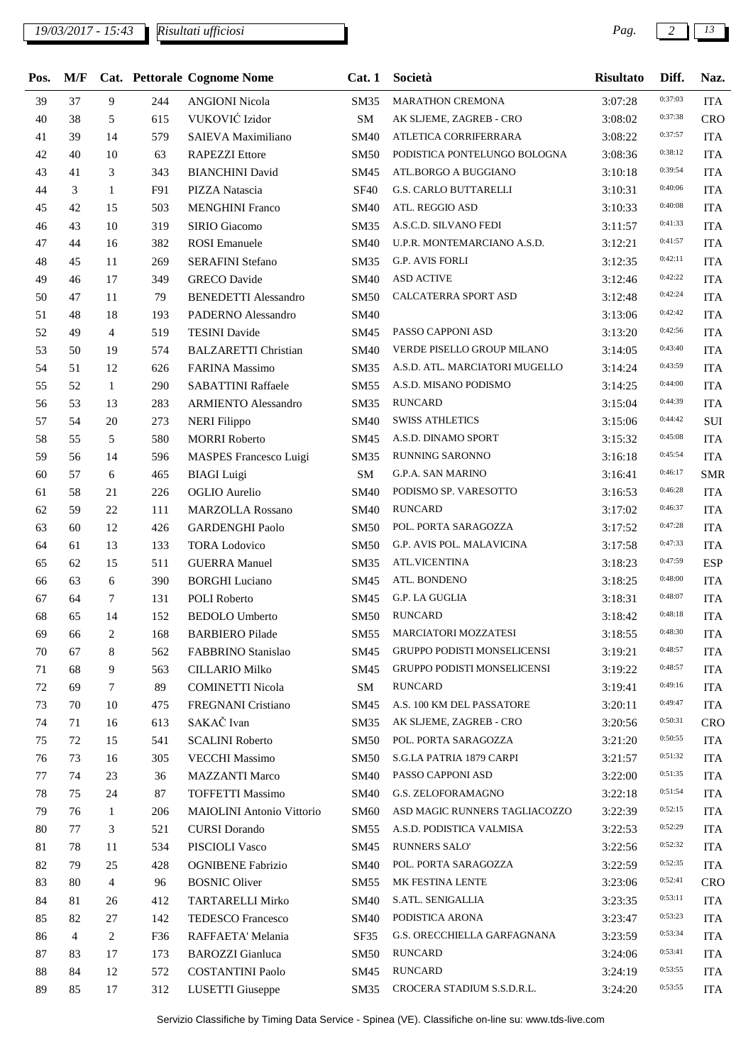| Pos. | M/F | Cat. | Pettorale | Cognome Nome | Cat. 1 | Società | Risultato | Diff. | Naz. |
|---|---|---|---|---|---|---|---|---|---|
| 39 | 37 | 9 | 244 | ANGIONI Nicola | SM35 | MARATHON CREMONA | 3:07:28 | 0:37:03 | ITA |
| 40 | 38 | 5 | 615 | VUKOVIĆ Izidor | SM | AK SLJEME, ZAGREB - CRO | 3:08:02 | 0:37:38 | CRO |
| 41 | 39 | 14 | 579 | SAIEVA Maximiliano | SM40 | ATLETICA CORRIFERRARA | 3:08:22 | 0:37:57 | ITA |
| 42 | 40 | 10 | 63 | RAPEZZI Ettore | SM50 | PODISTICA PONTELUNGO BOLOGNA | 3:08:36 | 0:38:12 | ITA |
| 43 | 41 | 3 | 343 | BIANCHINI David | SM45 | ATL.BORGO A BUGGIANO | 3:10:18 | 0:39:54 | ITA |
| 44 | 3 | 1 | F91 | PIZZA Natascia | SF40 | G.S. CARLO BUTTARELLI | 3:10:31 | 0:40:06 | ITA |
| 45 | 42 | 15 | 503 | MENGHINI Franco | SM40 | ATL. REGGIO ASD | 3:10:33 | 0:40:08 | ITA |
| 46 | 43 | 10 | 319 | SIRIO Giacomo | SM35 | A.S.C.D. SILVANO FEDI | 3:11:57 | 0:41:33 | ITA |
| 47 | 44 | 16 | 382 | ROSI Emanuele | SM40 | U.P.R. MONTEMARCIANO A.S.D. | 3:12:21 | 0:41:57 | ITA |
| 48 | 45 | 11 | 269 | SERAFINI Stefano | SM35 | G.P. AVIS FORLI | 3:12:35 | 0:42:11 | ITA |
| 49 | 46 | 17 | 349 | GRECO Davide | SM40 | ASD ACTIVE | 3:12:46 | 0:42:22 | ITA |
| 50 | 47 | 11 | 79 | BENEDETTI Alessandro | SM50 | CALCATERRA SPORT ASD | 3:12:48 | 0:42:24 | ITA |
| 51 | 48 | 18 | 193 | PADERNO Alessandro | SM40 | | 3:13:06 | 0:42:42 | ITA |
| 52 | 49 | 4 | 519 | TESINI Davide | SM45 | PASSO CAPPONI ASD | 3:13:20 | 0:42:56 | ITA |
| 53 | 50 | 19 | 574 | BALZARETTI Christian | SM40 | VERDE PISELLO GROUP MILANO | 3:14:05 | 0:43:40 | ITA |
| 54 | 51 | 12 | 626 | FARINA Massimo | SM35 | A.S.D. ATL. MARCIATORI MUGELLO | 3:14:24 | 0:43:59 | ITA |
| 55 | 52 | 1 | 290 | SABATTINI Raffaele | SM55 | A.S.D. MISANO PODISMO | 3:14:25 | 0:44:00 | ITA |
| 56 | 53 | 13 | 283 | ARMIENTO Alessandro | SM35 | RUNCARD | 3:15:04 | 0:44:39 | ITA |
| 57 | 54 | 20 | 273 | NERI Filippo | SM40 | SWISS ATHLETICS | 3:15:06 | 0:44:42 | SUI |
| 58 | 55 | 5 | 580 | MORRI Roberto | SM45 | A.S.D. DINAMO SPORT | 3:15:32 | 0:45:08 | ITA |
| 59 | 56 | 14 | 596 | MASPES Francesco Luigi | SM35 | RUNNING SARONNO | 3:16:18 | 0:45:54 | ITA |
| 60 | 57 | 6 | 465 | BIAGI Luigi | SM | G.P.A. SAN MARINO | 3:16:41 | 0:46:17 | SMR |
| 61 | 58 | 21 | 226 | OGLIO Aurelio | SM40 | PODISMO SP. VARESOTTO | 3:16:53 | 0:46:28 | ITA |
| 62 | 59 | 22 | 111 | MARZOLLA Rossano | SM40 | RUNCARD | 3:17:02 | 0:46:37 | ITA |
| 63 | 60 | 12 | 426 | GARDENGHI Paolo | SM50 | POL. PORTA SARAGOZZA | 3:17:52 | 0:47:28 | ITA |
| 64 | 61 | 13 | 133 | TORA Lodovico | SM50 | G.P. AVIS POL. MALAVICINA | 3:17:58 | 0:47:33 | ITA |
| 65 | 62 | 15 | 511 | GUERRA Manuel | SM35 | ATL.VICENTINA | 3:18:23 | 0:47:59 | ESP |
| 66 | 63 | 6 | 390 | BORGHI Luciano | SM45 | ATL. BONDENO | 3:18:25 | 0:48:00 | ITA |
| 67 | 64 | 7 | 131 | POLI Roberto | SM45 | G.P. LA GUGLIA | 3:18:31 | 0:48:07 | ITA |
| 68 | 65 | 14 | 152 | BEDOLO Umberto | SM50 | RUNCARD | 3:18:42 | 0:48:18 | ITA |
| 69 | 66 | 2 | 168 | BARBIERO Pilade | SM55 | MARCIATORI MOZZATESI | 3:18:55 | 0:48:30 | ITA |
| 70 | 67 | 8 | 562 | FABBRINO Stanislao | SM45 | GRUPPO PODISTI MONSELICENSI | 3:19:21 | 0:48:57 | ITA |
| 71 | 68 | 9 | 563 | CILLARIO Milko | SM45 | GRUPPO PODISTI MONSELICENSI | 3:19:22 | 0:48:57 | ITA |
| 72 | 69 | 7 | 89 | COMINETTI Nicola | SM | RUNCARD | 3:19:41 | 0:49:16 | ITA |
| 73 | 70 | 10 | 475 | FREGNANI Cristiano | SM45 | A.S. 100 KM DEL PASSATORE | 3:20:11 | 0:49:47 | ITA |
| 74 | 71 | 16 | 613 | SAKAČ Ivan | SM35 | AK SLJEME, ZAGREB - CRO | 3:20:56 | 0:50:31 | CRO |
| 75 | 72 | 15 | 541 | SCALINI Roberto | SM50 | POL. PORTA SARAGOZZA | 3:21:20 | 0:50:55 | ITA |
| 76 | 73 | 16 | 305 | VECCHI Massimo | SM50 | S.G.LA PATRIA 1879 CARPI | 3:21:57 | 0:51:32 | ITA |
| 77 | 74 | 23 | 36 | MAZZANTI Marco | SM40 | PASSO CAPPONI ASD | 3:22:00 | 0:51:35 | ITA |
| 78 | 75 | 24 | 87 | TOFFETTI Massimo | SM40 | G.S. ZELOFORAMAGNO | 3:22:18 | 0:51:54 | ITA |
| 79 | 76 | 1 | 206 | MAIOLINI Antonio Vittorio | SM60 | ASD MAGIC RUNNERS TAGLIACOZZO | 3:22:39 | 0:52:15 | ITA |
| 80 | 77 | 3 | 521 | CURSI Dorando | SM55 | A.S.D. PODISTICA VALMISA | 3:22:53 | 0:52:29 | ITA |
| 81 | 78 | 11 | 534 | PISCIOLI Vasco | SM45 | RUNNERS SALO' | 3:22:56 | 0:52:32 | ITA |
| 82 | 79 | 25 | 428 | OGNIBENE Fabrizio | SM40 | POL. PORTA SARAGOZZA | 3:22:59 | 0:52:35 | ITA |
| 83 | 80 | 4 | 96 | BOSNIC Oliver | SM55 | MK FESTINA LENTE | 3:23:06 | 0:52:41 | CRO |
| 84 | 81 | 26 | 412 | TARTARELLI Mirko | SM40 | S.ATL. SENIGALLIA | 3:23:35 | 0:53:11 | ITA |
| 85 | 82 | 27 | 142 | TEDESCO Francesco | SM40 | PODISTICA ARONA | 3:23:47 | 0:53:23 | ITA |
| 86 | 4 | 2 | F36 | RAFFAETA' Melania | SF35 | G.S. ORECCHIELLA GARFAGNANA | 3:23:59 | 0:53:34 | ITA |
| 87 | 83 | 17 | 173 | BAROZZI Gianluca | SM50 | RUNCARD | 3:24:06 | 0:53:41 | ITA |
| 88 | 84 | 12 | 572 | COSTANTINI Paolo | SM45 | RUNCARD | 3:24:19 | 0:53:55 | ITA |
| 89 | 85 | 17 | 312 | LUSETTI Giuseppe | SM35 | CROCERA STADIUM S.S.D.R.L. | 3:24:20 | 0:53:55 | ITA |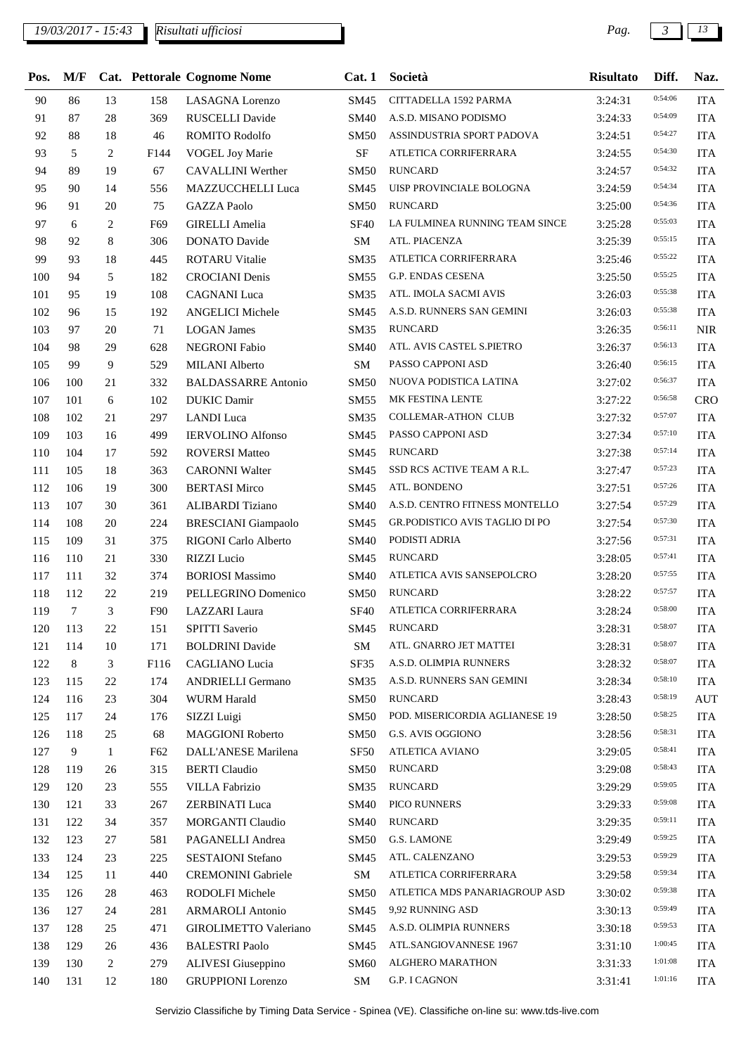| Pos. | M/F | Cat. | Pettorale | Cognome Nome | Cat. 1 | Società | Risultato | Diff. | Naz. |
|---|---|---|---|---|---|---|---|---|---|
| 90 | 86 | 13 | 158 | LASAGNA Lorenzo | SM45 | CITTADELLA 1592 PARMA | 3:24:31 | 0:54:06 | ITA |
| 91 | 87 | 28 | 369 | RUSCELLI Davide | SM40 | A.S.D. MISANO PODISMO | 3:24:33 | 0:54:09 | ITA |
| 92 | 88 | 18 | 46 | ROMITO Rodolfo | SM50 | ASSINDUSTRIA SPORT PADOVA | 3:24:51 | 0:54:27 | ITA |
| 93 | 5 | 2 | F144 | VOGEL Joy Marie | SF | ATLETICA CORRIFERRARA | 3:24:55 | 0:54:30 | ITA |
| 94 | 89 | 19 | 67 | CAVALLINI Werther | SM50 | RUNCARD | 3:24:57 | 0:54:32 | ITA |
| 95 | 90 | 14 | 556 | MAZZUCCHELLI Luca | SM45 | UISP PROVINCIALE BOLOGNA | 3:24:59 | 0:54:34 | ITA |
| 96 | 91 | 20 | 75 | GAZZA Paolo | SM50 | RUNCARD | 3:25:00 | 0:54:36 | ITA |
| 97 | 6 | 2 | F69 | GIRELLI Amelia | SF40 | LA FULMINEA RUNNING TEAM SINCE | 3:25:28 | 0:55:03 | ITA |
| 98 | 92 | 8 | 306 | DONATO Davide | SM | ATL. PIACENZA | 3:25:39 | 0:55:15 | ITA |
| 99 | 93 | 18 | 445 | ROTARU Vitalie | SM35 | ATLETICA CORRIFERRARA | 3:25:46 | 0:55:22 | ITA |
| 100 | 94 | 5 | 182 | CROCIANI Denis | SM55 | G.P. ENDAS CESENA | 3:25:50 | 0:55:25 | ITA |
| 101 | 95 | 19 | 108 | CAGNANI Luca | SM35 | ATL. IMOLA SACMI AVIS | 3:26:03 | 0:55:38 | ITA |
| 102 | 96 | 15 | 192 | ANGELICI Michele | SM45 | A.S.D. RUNNERS SAN GEMINI | 3:26:03 | 0:55:38 | ITA |
| 103 | 97 | 20 | 71 | LOGAN James | SM35 | RUNCARD | 3:26:35 | 0:56:11 | NIR |
| 104 | 98 | 29 | 628 | NEGRONI Fabio | SM40 | ATL. AVIS CASTEL S.PIETRO | 3:26:37 | 0:56:13 | ITA |
| 105 | 99 | 9 | 529 | MILANI Alberto | SM | PASSO CAPPONI ASD | 3:26:40 | 0:56:15 | ITA |
| 106 | 100 | 21 | 332 | BALDASSARRE Antonio | SM50 | NUOVA PODISTICA LATINA | 3:27:02 | 0:56:37 | ITA |
| 107 | 101 | 6 | 102 | DUKIC Damir | SM55 | MK FESTINA LENTE | 3:27:22 | 0:56:58 | CRO |
| 108 | 102 | 21 | 297 | LANDI Luca | SM35 | COLLEMAR-ATHON CLUB | 3:27:32 | 0:57:07 | ITA |
| 109 | 103 | 16 | 499 | IERVOLINO Alfonso | SM45 | PASSO CAPPONI ASD | 3:27:34 | 0:57:10 | ITA |
| 110 | 104 | 17 | 592 | ROVERSI Matteo | SM45 | RUNCARD | 3:27:38 | 0:57:14 | ITA |
| 111 | 105 | 18 | 363 | CARONNI Walter | SM45 | SSD RCS ACTIVE TEAM A R.L. | 3:27:47 | 0:57:23 | ITA |
| 112 | 106 | 19 | 300 | BERTASI Mirco | SM45 | ATL. BONDENO | 3:27:51 | 0:57:26 | ITA |
| 113 | 107 | 30 | 361 | ALIBARDI Tiziano | SM40 | A.S.D. CENTRO FITNESS MONTELLO | 3:27:54 | 0:57:29 | ITA |
| 114 | 108 | 20 | 224 | BRESCIANI Giampaolo | SM45 | GR.PODISTICO AVIS TAGLIO DI PO | 3:27:54 | 0:57:30 | ITA |
| 115 | 109 | 31 | 375 | RIGONI Carlo Alberto | SM40 | PODISTI ADRIA | 3:27:56 | 0:57:31 | ITA |
| 116 | 110 | 21 | 330 | RIZZI Lucio | SM45 | RUNCARD | 3:28:05 | 0:57:41 | ITA |
| 117 | 111 | 32 | 374 | BORIOSI Massimo | SM40 | ATLETICA AVIS SANSEPOLCRO | 3:28:20 | 0:57:55 | ITA |
| 118 | 112 | 22 | 219 | PELLEGRINO Domenico | SM50 | RUNCARD | 3:28:22 | 0:57:57 | ITA |
| 119 | 7 | 3 | F90 | LAZZARI Laura | SF40 | ATLETICA CORRIFERRARA | 3:28:24 | 0:58:00 | ITA |
| 120 | 113 | 22 | 151 | SPITTI Saverio | SM45 | RUNCARD | 3:28:31 | 0:58:07 | ITA |
| 121 | 114 | 10 | 171 | BOLDRINI Davide | SM | ATL. GNARRO JET MATTEI | 3:28:31 | 0:58:07 | ITA |
| 122 | 8 | 3 | F116 | CAGLIANO Lucia | SF35 | A.S.D. OLIMPIA RUNNERS | 3:28:32 | 0:58:07 | ITA |
| 123 | 115 | 22 | 174 | ANDRIELLI Germano | SM35 | A.S.D. RUNNERS SAN GEMINI | 3:28:34 | 0:58:10 | ITA |
| 124 | 116 | 23 | 304 | WURM Harald | SM50 | RUNCARD | 3:28:43 | 0:58:19 | AUT |
| 125 | 117 | 24 | 176 | SIZZI Luigi | SM50 | POD. MISERICORDIA AGLIANESE 19 | 3:28:50 | 0:58:25 | ITA |
| 126 | 118 | 25 | 68 | MAGGIONI Roberto | SM50 | G.S. AVIS OGGIONO | 3:28:56 | 0:58:31 | ITA |
| 127 | 9 | 1 | F62 | DALL'ANESE Marilena | SF50 | ATLETICA AVIANO | 3:29:05 | 0:58:41 | ITA |
| 128 | 119 | 26 | 315 | BERTI Claudio | SM50 | RUNCARD | 3:29:08 | 0:58:43 | ITA |
| 129 | 120 | 23 | 555 | VILLA Fabrizio | SM35 | RUNCARD | 3:29:29 | 0:59:05 | ITA |
| 130 | 121 | 33 | 267 | ZERBINATI Luca | SM40 | PICO RUNNERS | 3:29:33 | 0:59:08 | ITA |
| 131 | 122 | 34 | 357 | MORGANTI Claudio | SM40 | RUNCARD | 3:29:35 | 0:59:11 | ITA |
| 132 | 123 | 27 | 581 | PAGANELLI Andrea | SM50 | G.S. LAMONE | 3:29:49 | 0:59:25 | ITA |
| 133 | 124 | 23 | 225 | SESTAIONI Stefano | SM45 | ATL. CALENZANO | 3:29:53 | 0:59:29 | ITA |
| 134 | 125 | 11 | 440 | CREMONINI Gabriele | SM | ATLETICA CORRIFERRARA | 3:29:58 | 0:59:34 | ITA |
| 135 | 126 | 28 | 463 | RODOLFI Michele | SM50 | ATLETICA MDS PANARIAGROUP ASD | 3:30:02 | 0:59:38 | ITA |
| 136 | 127 | 24 | 281 | ARMAROLI Antonio | SM45 | 9,92 RUNNING ASD | 3:30:13 | 0:59:49 | ITA |
| 137 | 128 | 25 | 471 | GIROLIMETTO Valeriano | SM45 | A.S.D. OLIMPIA RUNNERS | 3:30:18 | 0:59:53 | ITA |
| 138 | 129 | 26 | 436 | BALESTRI Paolo | SM45 | ATL.SANGIOVANNESE 1967 | 3:31:10 | 1:00:45 | ITA |
| 139 | 130 | 2 | 279 | ALIVESI Giuseppino | SM60 | ALGHERO MARATHON | 3:31:33 | 1:01:08 | ITA |
| 140 | 131 | 12 | 180 | GRUPPIONI Lorenzo | SM | G.P. I CAGNON | 3:31:41 | 1:01:16 | ITA |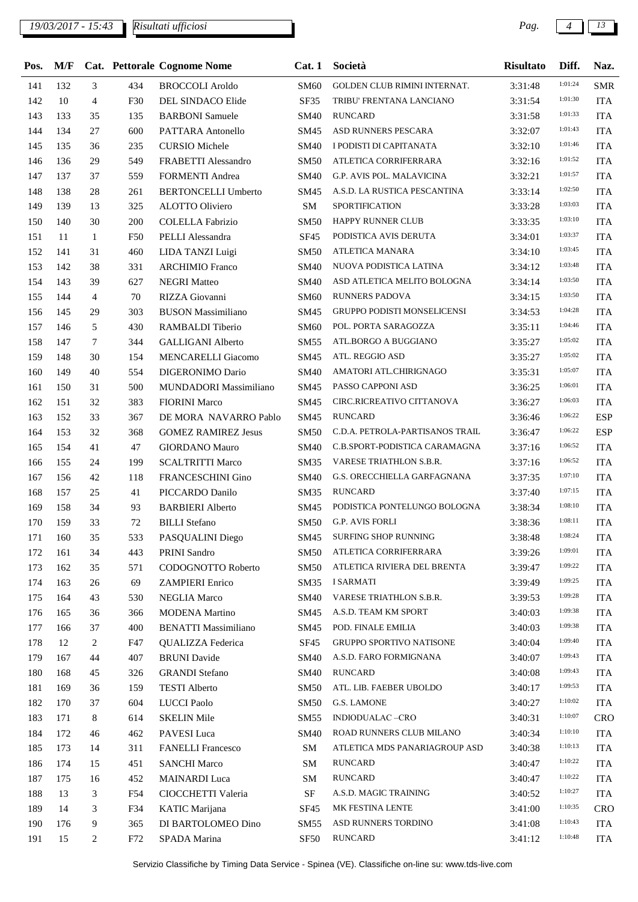| Pos. | M/F | Cat. | Pettorale | Cognome Nome | Cat. 1 | Società | Risultato | Diff. | Naz. |
|---|---|---|---|---|---|---|---|---|---|
| 141 | 132 | 3 | 434 | BROCCOLI Aroldo | SM60 | GOLDEN CLUB RIMINI INTERNAT. | 3:31:48 | 1:01:24 | SMR |
| 142 | 10 | 4 | F30 | DEL SINDACO Elide | SF35 | TRIBU' FRENTANA LANCIANO | 3:31:54 | 1:01:30 | ITA |
| 143 | 133 | 35 | 135 | BARBONI Samuele | SM40 | RUNCARD | 3:31:58 | 1:01:33 | ITA |
| 144 | 134 | 27 | 600 | PATTARA Antonello | SM45 | ASD RUNNERS PESCARA | 3:32:07 | 1:01:43 | ITA |
| 145 | 135 | 36 | 235 | CURSIO Michele | SM40 | I PODISTI DI CAPITANATA | 3:32:10 | 1:01:46 | ITA |
| 146 | 136 | 29 | 549 | FRABETTI Alessandro | SM50 | ATLETICA CORRIFERRARA | 3:32:16 | 1:01:52 | ITA |
| 147 | 137 | 37 | 559 | FORMENTI Andrea | SM40 | G.P. AVIS POL. MALAVICINA | 3:32:21 | 1:01:57 | ITA |
| 148 | 138 | 28 | 261 | BERTONCELLI Umberto | SM45 | A.S.D. LA RUSTICA PESCANTINA | 3:33:14 | 1:02:50 | ITA |
| 149 | 139 | 13 | 325 | ALOTTO Oliviero | SM | SPORTIFICATION | 3:33:28 | 1:03:03 | ITA |
| 150 | 140 | 30 | 200 | COLELLA Fabrizio | SM50 | HAPPY RUNNER CLUB | 3:33:35 | 1:03:10 | ITA |
| 151 | 11 | 1 | F50 | PELLI Alessandra | SF45 | PODISTICA AVIS DERUTA | 3:34:01 | 1:03:37 | ITA |
| 152 | 141 | 31 | 460 | LIDA TANZI Luigi | SM50 | ATLETICA MANARA | 3:34:10 | 1:03:45 | ITA |
| 153 | 142 | 38 | 331 | ARCHIMIO Franco | SM40 | NUOVA PODISTICA LATINA | 3:34:12 | 1:03:48 | ITA |
| 154 | 143 | 39 | 627 | NEGRI Matteo | SM40 | ASD ATLETICA MELITO BOLOGNA | 3:34:14 | 1:03:50 | ITA |
| 155 | 144 | 4 | 70 | RIZZA Giovanni | SM60 | RUNNERS PADOVA | 3:34:15 | 1:03:50 | ITA |
| 156 | 145 | 29 | 303 | BUSON Massimiliano | SM45 | GRUPPO PODISTI MONSELICENSI | 3:34:53 | 1:04:28 | ITA |
| 157 | 146 | 5 | 430 | RAMBALDI Tiberio | SM60 | POL. PORTA SARAGOZZA | 3:35:11 | 1:04:46 | ITA |
| 158 | 147 | 7 | 344 | GALLIGANI Alberto | SM55 | ATL.BORGO A BUGGIANO | 3:35:27 | 1:05:02 | ITA |
| 159 | 148 | 30 | 154 | MENCARELLI Giacomo | SM45 | ATL. REGGIO ASD | 3:35:27 | 1:05:02 | ITA |
| 160 | 149 | 40 | 554 | DIGERONIMO Dario | SM40 | AMATORI ATL.CHIRIGNAGO | 3:35:31 | 1:05:07 | ITA |
| 161 | 150 | 31 | 500 | MUNDADORI Massimiliano | SM45 | PASSO CAPPONI ASD | 3:36:25 | 1:06:01 | ITA |
| 162 | 151 | 32 | 383 | FIORINI Marco | SM45 | CIRC.RICREATIVO CITTANOVA | 3:36:27 | 1:06:03 | ITA |
| 163 | 152 | 33 | 367 | DE MORA NAVARRO Pablo | SM45 | RUNCARD | 3:36:46 | 1:06:22 | ESP |
| 164 | 153 | 32 | 368 | GOMEZ RAMIREZ Jesus | SM50 | C.D.A. PETROLA-PARTISANOS TRAIL | 3:36:47 | 1:06:22 | ESP |
| 165 | 154 | 41 | 47 | GIORDANO Mauro | SM40 | C.B.SPORT-PODISTICA CARAMAGNA | 3:37:16 | 1:06:52 | ITA |
| 166 | 155 | 24 | 199 | SCALTRITTI Marco | SM35 | VARESE TRIATHLON S.B.R. | 3:37:16 | 1:06:52 | ITA |
| 167 | 156 | 42 | 118 | FRANCESCHINI Gino | SM40 | G.S. ORECCHIELLA GARFAGNANA | 3:37:35 | 1:07:10 | ITA |
| 168 | 157 | 25 | 41 | PICCARDO Danilo | SM35 | RUNCARD | 3:37:40 | 1:07:15 | ITA |
| 169 | 158 | 34 | 93 | BARBIERI Alberto | SM45 | PODISTICA PONTELUNGO BOLOGNA | 3:38:34 | 1:08:10 | ITA |
| 170 | 159 | 33 | 72 | BILLI Stefano | SM50 | G.P. AVIS FORLI | 3:38:36 | 1:08:11 | ITA |
| 171 | 160 | 35 | 533 | PASQUALINI Diego | SM45 | SURFING SHOP RUNNING | 3:38:48 | 1:08:24 | ITA |
| 172 | 161 | 34 | 443 | PRINI Sandro | SM50 | ATLETICA CORRIFERRARA | 3:39:26 | 1:09:01 | ITA |
| 173 | 162 | 35 | 571 | CODOGNOTTO Roberto | SM50 | ATLETICA RIVIERA DEL BRENTA | 3:39:47 | 1:09:22 | ITA |
| 174 | 163 | 26 | 69 | ZAMPIERI Enrico | SM35 | I SARMATI | 3:39:49 | 1:09:25 | ITA |
| 175 | 164 | 43 | 530 | NEGLIA Marco | SM40 | VARESE TRIATHLON S.B.R. | 3:39:53 | 1:09:28 | ITA |
| 176 | 165 | 36 | 366 | MODENA Martino | SM45 | A.S.D. TEAM KM SPORT | 3:40:03 | 1:09:38 | ITA |
| 177 | 166 | 37 | 400 | BENATTI Massimiliano | SM45 | POD. FINALE EMILIA | 3:40:03 | 1:09:38 | ITA |
| 178 | 12 | 2 | F47 | QUALIZZA Federica | SF45 | GRUPPO SPORTIVO NATISONE | 3:40:04 | 1:09:40 | ITA |
| 179 | 167 | 44 | 407 | BRUNI Davide | SM40 | A.S.D. FARO FORMIGNANA | 3:40:07 | 1:09:43 | ITA |
| 180 | 168 | 45 | 326 | GRANDI Stefano | SM40 | RUNCARD | 3:40:08 | 1:09:43 | ITA |
| 181 | 169 | 36 | 159 | TESTI Alberto | SM50 | ATL. LIB. FAEBER UBOLDO | 3:40:17 | 1:09:53 | ITA |
| 182 | 170 | 37 | 604 | LUCCI Paolo | SM50 | G.S. LAMONE | 3:40:27 | 1:10:02 | ITA |
| 183 | 171 | 8 | 614 | SKELIN Mile | SM55 | INDIODUALAC –CRO | 3:40:31 | 1:10:07 | CRO |
| 184 | 172 | 46 | 462 | PAVESI Luca | SM40 | ROAD RUNNERS CLUB MILANO | 3:40:34 | 1:10:10 | ITA |
| 185 | 173 | 14 | 311 | FANELLI Francesco | SM | ATLETICA MDS PANARIAGROUP ASD | 3:40:38 | 1:10:13 | ITA |
| 186 | 174 | 15 | 451 | SANCHI Marco | SM | RUNCARD | 3:40:47 | 1:10:22 | ITA |
| 187 | 175 | 16 | 452 | MAINARDI Luca | SM | RUNCARD | 3:40:47 | 1:10:22 | ITA |
| 188 | 13 | 3 | F54 | CIOCCHETTI Valeria | SF | A.S.D. MAGIC TRAINING | 3:40:52 | 1:10:27 | ITA |
| 189 | 14 | 3 | F34 | KATIC Marijana | SF45 | MK FESTINA LENTE | 3:41:00 | 1:10:35 | CRO |
| 190 | 176 | 9 | 365 | DI BARTOLOMEO Dino | SM55 | ASD RUNNERS TORDINO | 3:41:08 | 1:10:43 | ITA |
| 191 | 15 | 2 | F72 | SPADA Marina | SF50 | RUNCARD | 3:41:12 | 1:10:48 | ITA |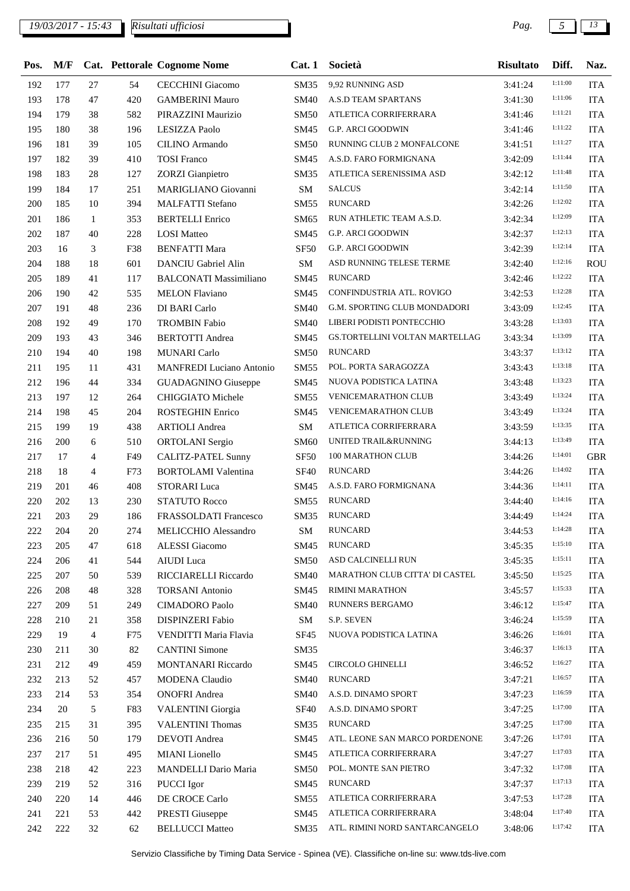| Pos. | M/F | Cat. | Pettorale | Cognome Nome | Cat. 1 | Società | Risultato | Diff. | Naz. |
|---|---|---|---|---|---|---|---|---|---|
| 192 | 177 | 27 | 54 | CECCHINI Giacomo | SM35 | 9,92 RUNNING ASD | 3:41:24 | 1:11:00 | ITA |
| 193 | 178 | 47 | 420 | GAMBERINI Mauro | SM40 | A.S.D TEAM SPARTANS | 3:41:30 | 1:11:06 | ITA |
| 194 | 179 | 38 | 582 | PIRAZZINI Maurizio | SM50 | ATLETICA CORRIFERRARA | 3:41:46 | 1:11:21 | ITA |
| 195 | 180 | 38 | 196 | LESIZZA Paolo | SM45 | G.P. ARCI GOODWIN | 3:41:46 | 1:11:22 | ITA |
| 196 | 181 | 39 | 105 | CILINO Armando | SM50 | RUNNING CLUB 2 MONFALCONE | 3:41:51 | 1:11:27 | ITA |
| 197 | 182 | 39 | 410 | TOSI Franco | SM45 | A.S.D. FARO FORMIGNANA | 3:42:09 | 1:11:44 | ITA |
| 198 | 183 | 28 | 127 | ZORZI Gianpietro | SM35 | ATLETICA SERENISSIMA ASD | 3:42:12 | 1:11:48 | ITA |
| 199 | 184 | 17 | 251 | MARIGLIANO Giovanni | SM | SALCUS | 3:42:14 | 1:11:50 | ITA |
| 200 | 185 | 10 | 394 | MALFATTI Stefano | SM55 | RUNCARD | 3:42:26 | 1:12:02 | ITA |
| 201 | 186 | 1 | 353 | BERTELLI Enrico | SM65 | RUN ATHLETIC TEAM A.S.D. | 3:42:34 | 1:12:09 | ITA |
| 202 | 187 | 40 | 228 | LOSI Matteo | SM45 | G.P. ARCI GOODWIN | 3:42:37 | 1:12:13 | ITA |
| 203 | 16 | 3 | F38 | BENFATTI Mara | SF50 | G.P. ARCI GOODWIN | 3:42:39 | 1:12:14 | ITA |
| 204 | 188 | 18 | 601 | DANCIU Gabriel Alin | SM | ASD RUNNING TELESE TERME | 3:42:40 | 1:12:16 | ROU |
| 205 | 189 | 41 | 117 | BALCONATI Massimiliano | SM45 | RUNCARD | 3:42:46 | 1:12:22 | ITA |
| 206 | 190 | 42 | 535 | MELON Flaviano | SM45 | CONFINDUSTRIA ATL. ROVIGO | 3:42:53 | 1:12:28 | ITA |
| 207 | 191 | 48 | 236 | DI BARI Carlo | SM40 | G.M. SPORTING CLUB MONDADORI | 3:43:09 | 1:12:45 | ITA |
| 208 | 192 | 49 | 170 | TROMBIN Fabio | SM40 | LIBERI PODISTI PONTECCHIO | 3:43:28 | 1:13:03 | ITA |
| 209 | 193 | 43 | 346 | BERTOTTI Andrea | SM45 | GS.TORTELLINI VOLTAN MARTELLAG | 3:43:34 | 1:13:09 | ITA |
| 210 | 194 | 40 | 198 | MUNARI Carlo | SM50 | RUNCARD | 3:43:37 | 1:13:12 | ITA |
| 211 | 195 | 11 | 431 | MANFREDI Luciano Antonio | SM55 | POL. PORTA SARAGOZZA | 3:43:43 | 1:13:18 | ITA |
| 212 | 196 | 44 | 334 | GUADAGNINO Giuseppe | SM45 | NUOVA PODISTICA LATINA | 3:43:48 | 1:13:23 | ITA |
| 213 | 197 | 12 | 264 | CHIGGIATO Michele | SM55 | VENICEMARATHON CLUB | 3:43:49 | 1:13:24 | ITA |
| 214 | 198 | 45 | 204 | ROSTEGHIN Enrico | SM45 | VENICEMARATHON CLUB | 3:43:49 | 1:13:24 | ITA |
| 215 | 199 | 19 | 438 | ARTIOLI Andrea | SM | ATLETICA CORRIFERRARA | 3:43:59 | 1:13:35 | ITA |
| 216 | 200 | 6 | 510 | ORTOLANI Sergio | SM60 | UNITED TRAIL&RUNNING | 3:44:13 | 1:13:49 | ITA |
| 217 | 17 | 4 | F49 | CALITZ-PATEL Sunny | SF50 | 100 MARATHON CLUB | 3:44:26 | 1:14:01 | GBR |
| 218 | 18 | 4 | F73 | BORTOLAMI Valentina | SF40 | RUNCARD | 3:44:26 | 1:14:02 | ITA |
| 219 | 201 | 46 | 408 | STORARI Luca | SM45 | A.S.D. FARO FORMIGNANA | 3:44:36 | 1:14:11 | ITA |
| 220 | 202 | 13 | 230 | STATUTO Rocco | SM55 | RUNCARD | 3:44:40 | 1:14:16 | ITA |
| 221 | 203 | 29 | 186 | FRASSOLDATI Francesco | SM35 | RUNCARD | 3:44:49 | 1:14:24 | ITA |
| 222 | 204 | 20 | 274 | MELICCHIO Alessandro | SM | RUNCARD | 3:44:53 | 1:14:28 | ITA |
| 223 | 205 | 47 | 618 | ALESSI Giacomo | SM45 | RUNCARD | 3:45:35 | 1:15:10 | ITA |
| 224 | 206 | 41 | 544 | AIUDI Luca | SM50 | ASD CALCINELLI RUN | 3:45:35 | 1:15:11 | ITA |
| 225 | 207 | 50 | 539 | RICCIARELLI Riccardo | SM40 | MARATHON CLUB CITTA' DI CASTEL | 3:45:50 | 1:15:25 | ITA |
| 226 | 208 | 48 | 328 | TORSANI Antonio | SM45 | RIMINI MARATHON | 3:45:57 | 1:15:33 | ITA |
| 227 | 209 | 51 | 249 | CIMADORO Paolo | SM40 | RUNNERS BERGAMO | 3:46:12 | 1:15:47 | ITA |
| 228 | 210 | 21 | 358 | DISPINZERI Fabio | SM | S.P. SEVEN | 3:46:24 | 1:15:59 | ITA |
| 229 | 19 | 4 | F75 | VENDITTI Maria Flavia | SF45 | NUOVA PODISTICA LATINA | 3:46:26 | 1:16:01 | ITA |
| 230 | 211 | 30 | 82 | CANTINI Simone | SM35 | | 3:46:37 | 1:16:13 | ITA |
| 231 | 212 | 49 | 459 | MONTANARI Riccardo | SM45 | CIRCOLO GHINELLI | 3:46:52 | 1:16:27 | ITA |
| 232 | 213 | 52 | 457 | MODENA Claudio | SM40 | RUNCARD | 3:47:21 | 1:16:57 | ITA |
| 233 | 214 | 53 | 354 | ONOFRI Andrea | SM40 | A.S.D. DINAMO SPORT | 3:47:23 | 1:16:59 | ITA |
| 234 | 20 | 5 | F83 | VALENTINI Giorgia | SF40 | A.S.D. DINAMO SPORT | 3:47:25 | 1:17:00 | ITA |
| 235 | 215 | 31 | 395 | VALENTINI Thomas | SM35 | RUNCARD | 3:47:25 | 1:17:00 | ITA |
| 236 | 216 | 50 | 179 | DEVOTI Andrea | SM45 | ATL. LEONE SAN MARCO PORDENONE | 3:47:26 | 1:17:01 | ITA |
| 237 | 217 | 51 | 495 | MIANI Lionello | SM45 | ATLETICA CORRIFERRARA | 3:47:27 | 1:17:03 | ITA |
| 238 | 218 | 42 | 223 | MANDELLI Dario Maria | SM50 | POL. MONTE SAN PIETRO | 3:47:32 | 1:17:08 | ITA |
| 239 | 219 | 52 | 316 | PUCCI Igor | SM45 | RUNCARD | 3:47:37 | 1:17:13 | ITA |
| 240 | 220 | 14 | 446 | DE CROCE Carlo | SM55 | ATLETICA CORRIFERRARA | 3:47:53 | 1:17:28 | ITA |
| 241 | 221 | 53 | 442 | PRESTI Giuseppe | SM45 | ATLETICA CORRIFERRARA | 3:48:04 | 1:17:40 | ITA |
| 242 | 222 | 32 | 62 | BELLUCCI Matteo | SM35 | ATL. RIMINI NORD SANTARCANGELO | 3:48:06 | 1:17:42 | ITA |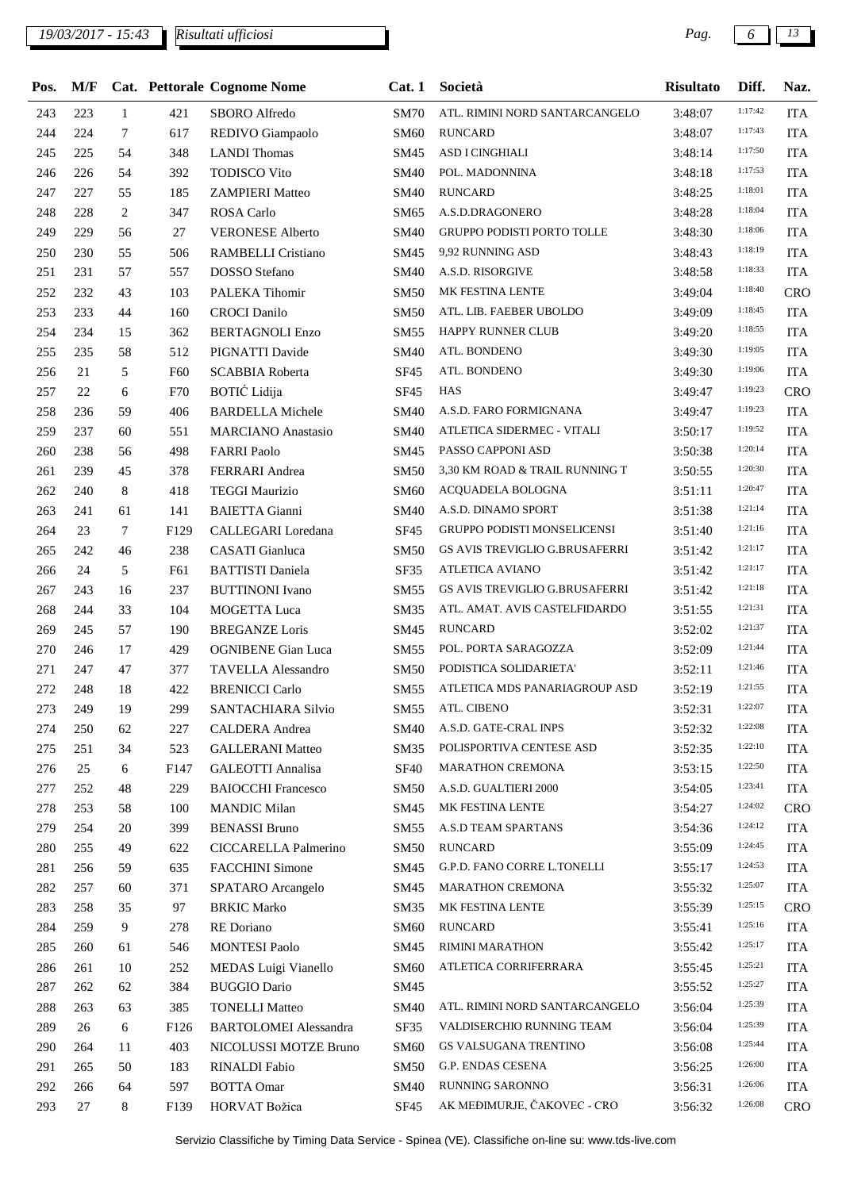| Pos. | M/F | Cat. | Pettorale | Cognome Nome | Cat. 1 | Società | Risultato | Diff. | Naz. |
|---|---|---|---|---|---|---|---|---|---|
| 243 | 223 | 1 | 421 | SBORO Alfredo | SM70 | ATL. RIMINI NORD SANTARCANGELO | 3:48:07 | 1:17:42 | ITA |
| 244 | 224 | 7 | 617 | REDIVO Giampaolo | SM60 | RUNCARD | 3:48:07 | 1:17:43 | ITA |
| 245 | 225 | 54 | 348 | LANDI Thomas | SM45 | ASD I CINGHIALI | 3:48:14 | 1:17:50 | ITA |
| 246 | 226 | 54 | 392 | TODISCO Vito | SM40 | POL. MADONNINA | 3:48:18 | 1:17:53 | ITA |
| 247 | 227 | 55 | 185 | ZAMPIERI Matteo | SM40 | RUNCARD | 3:48:25 | 1:18:01 | ITA |
| 248 | 228 | 2 | 347 | ROSA Carlo | SM65 | A.S.D.DRAGONERO | 3:48:28 | 1:18:04 | ITA |
| 249 | 229 | 56 | 27 | VERONESE Alberto | SM40 | GRUPPO PODISTI PORTO TOLLE | 3:48:30 | 1:18:06 | ITA |
| 250 | 230 | 55 | 506 | RAMBELLI Cristiano | SM45 | 9,92 RUNNING ASD | 3:48:43 | 1:18:19 | ITA |
| 251 | 231 | 57 | 557 | DOSSO Stefano | SM40 | A.S.D. RISORGIVE | 3:48:58 | 1:18:33 | ITA |
| 252 | 232 | 43 | 103 | PALEKA Tihomir | SM50 | MK FESTINA LENTE | 3:49:04 | 1:18:40 | CRO |
| 253 | 233 | 44 | 160 | CROCI Danilo | SM50 | ATL. LIB. FAEBER UBOLDO | 3:49:09 | 1:18:45 | ITA |
| 254 | 234 | 15 | 362 | BERTAGNOLI Enzo | SM55 | HAPPY RUNNER CLUB | 3:49:20 | 1:18:55 | ITA |
| 255 | 235 | 58 | 512 | PIGNATTI Davide | SM40 | ATL. BONDENO | 3:49:30 | 1:19:05 | ITA |
| 256 | 21 | 5 | F60 | SCABBIA Roberta | SF45 | ATL. BONDENO | 3:49:30 | 1:19:06 | ITA |
| 257 | 22 | 6 | F70 | BOTIĆ Lidija | SF45 | HAS | 3:49:47 | 1:19:23 | CRO |
| 258 | 236 | 59 | 406 | BARDELLA Michele | SM40 | A.S.D. FARO FORMIGNANA | 3:49:47 | 1:19:23 | ITA |
| 259 | 237 | 60 | 551 | MARCIANO Anastasio | SM40 | ATLETICA SIDERMEC - VITALI | 3:50:17 | 1:19:52 | ITA |
| 260 | 238 | 56 | 498 | FARRI Paolo | SM45 | PASSO CAPPONI ASD | 3:50:38 | 1:20:14 | ITA |
| 261 | 239 | 45 | 378 | FERRARI Andrea | SM50 | 3,30 KM ROAD & TRAIL RUNNING T | 3:50:55 | 1:20:30 | ITA |
| 262 | 240 | 8 | 418 | TEGGI Maurizio | SM60 | ACQUADELA BOLOGNA | 3:51:11 | 1:20:47 | ITA |
| 263 | 241 | 61 | 141 | BAIETTA Gianni | SM40 | A.S.D. DINAMO SPORT | 3:51:38 | 1:21:14 | ITA |
| 264 | 23 | 7 | F129 | CALLEGARI Loredana | SF45 | GRUPPO PODISTI MONSELICENSI | 3:51:40 | 1:21:16 | ITA |
| 265 | 242 | 46 | 238 | CASATI Gianluca | SM50 | GS AVIS TREVIGLIO G.BRUSAFERRI | 3:51:42 | 1:21:17 | ITA |
| 266 | 24 | 5 | F61 | BATTISTI Daniela | SF35 | ATLETICA AVIANO | 3:51:42 | 1:21:17 | ITA |
| 267 | 243 | 16 | 237 | BUTTINONI Ivano | SM55 | GS AVIS TREVIGLIO G.BRUSAFERRI | 3:51:42 | 1:21:18 | ITA |
| 268 | 244 | 33 | 104 | MOGETTA Luca | SM35 | ATL. AMAT. AVIS CASTELFIDARDO | 3:51:55 | 1:21:31 | ITA |
| 269 | 245 | 57 | 190 | BREGANZE Loris | SM45 | RUNCARD | 3:52:02 | 1:21:37 | ITA |
| 270 | 246 | 17 | 429 | OGNIBENE Gian Luca | SM55 | POL. PORTA SARAGOZZA | 3:52:09 | 1:21:44 | ITA |
| 271 | 247 | 47 | 377 | TAVELLA Alessandro | SM50 | PODISTICA SOLIDARIETA' | 3:52:11 | 1:21:46 | ITA |
| 272 | 248 | 18 | 422 | BRENICCI Carlo | SM55 | ATLETICA MDS PANARIAGROUP ASD | 3:52:19 | 1:21:55 | ITA |
| 273 | 249 | 19 | 299 | SANTACHIARA Silvio | SM55 | ATL. CIBENO | 3:52:31 | 1:22:07 | ITA |
| 274 | 250 | 62 | 227 | CALDERA Andrea | SM40 | A.S.D. GATE-CRAL INPS | 3:52:32 | 1:22:08 | ITA |
| 275 | 251 | 34 | 523 | GALLERANI Matteo | SM35 | POLISPORTIVA CENTESE ASD | 3:52:35 | 1:22:10 | ITA |
| 276 | 25 | 6 | F147 | GALEOTTI Annalisa | SF40 | MARATHON CREMONA | 3:53:15 | 1:22:50 | ITA |
| 277 | 252 | 48 | 229 | BAIOCCHI Francesco | SM50 | A.S.D. GUALTIERI 2000 | 3:54:05 | 1:23:41 | ITA |
| 278 | 253 | 58 | 100 | MANDIC Milan | SM45 | MK FESTINA LENTE | 3:54:27 | 1:24:02 | CRO |
| 279 | 254 | 20 | 399 | BENASSI Bruno | SM55 | A.S.D TEAM SPARTANS | 3:54:36 | 1:24:12 | ITA |
| 280 | 255 | 49 | 622 | CICCARELLA Palmerino | SM50 | RUNCARD | 3:55:09 | 1:24:45 | ITA |
| 281 | 256 | 59 | 635 | FACCHINI Simone | SM45 | G.P.D. FANO CORRE L.TONELLI | 3:55:17 | 1:24:53 | ITA |
| 282 | 257 | 60 | 371 | SPATARO Arcangelo | SM45 | MARATHON CREMONA | 3:55:32 | 1:25:07 | ITA |
| 283 | 258 | 35 | 97 | BRKIC Marko | SM35 | MK FESTINA LENTE | 3:55:39 | 1:25:15 | CRO |
| 284 | 259 | 9 | 278 | RE Doriano | SM60 | RUNCARD | 3:55:41 | 1:25:16 | ITA |
| 285 | 260 | 61 | 546 | MONTESI Paolo | SM45 | RIMINI MARATHON | 3:55:42 | 1:25:17 | ITA |
| 286 | 261 | 10 | 252 | MEDAS Luigi Vianello | SM60 | ATLETICA CORRIFERRARA | 3:55:45 | 1:25:21 | ITA |
| 287 | 262 | 62 | 384 | BUGGIO Dario | SM45 | | 3:55:52 | 1:25:27 | ITA |
| 288 | 263 | 63 | 385 | TONELLI Matteo | SM40 | ATL. RIMINI NORD SANTARCANGELO | 3:56:04 | 1:25:39 | ITA |
| 289 | 26 | 6 | F126 | BARTOLOMEI Alessandra | SF35 | VALDISERCHIO RUNNING TEAM | 3:56:04 | 1:25:39 | ITA |
| 290 | 264 | 11 | 403 | NICOLUSSI MOTZE Bruno | SM60 | GS VALSUGANA TRENTINO | 3:56:08 | 1:25:44 | ITA |
| 291 | 265 | 50 | 183 | RINALDI Fabio | SM50 | G.P. ENDAS CESENA | 3:56:25 | 1:26:00 | ITA |
| 292 | 266 | 64 | 597 | BOTTA Omar | SM40 | RUNNING SARONNO | 3:56:31 | 1:26:06 | ITA |
| 293 | 27 | 8 | F139 | HORVAT Božica | SF45 | AK MEĐIMURJE, ČAKOVEC - CRO | 3:56:32 | 1:26:08 | CRO |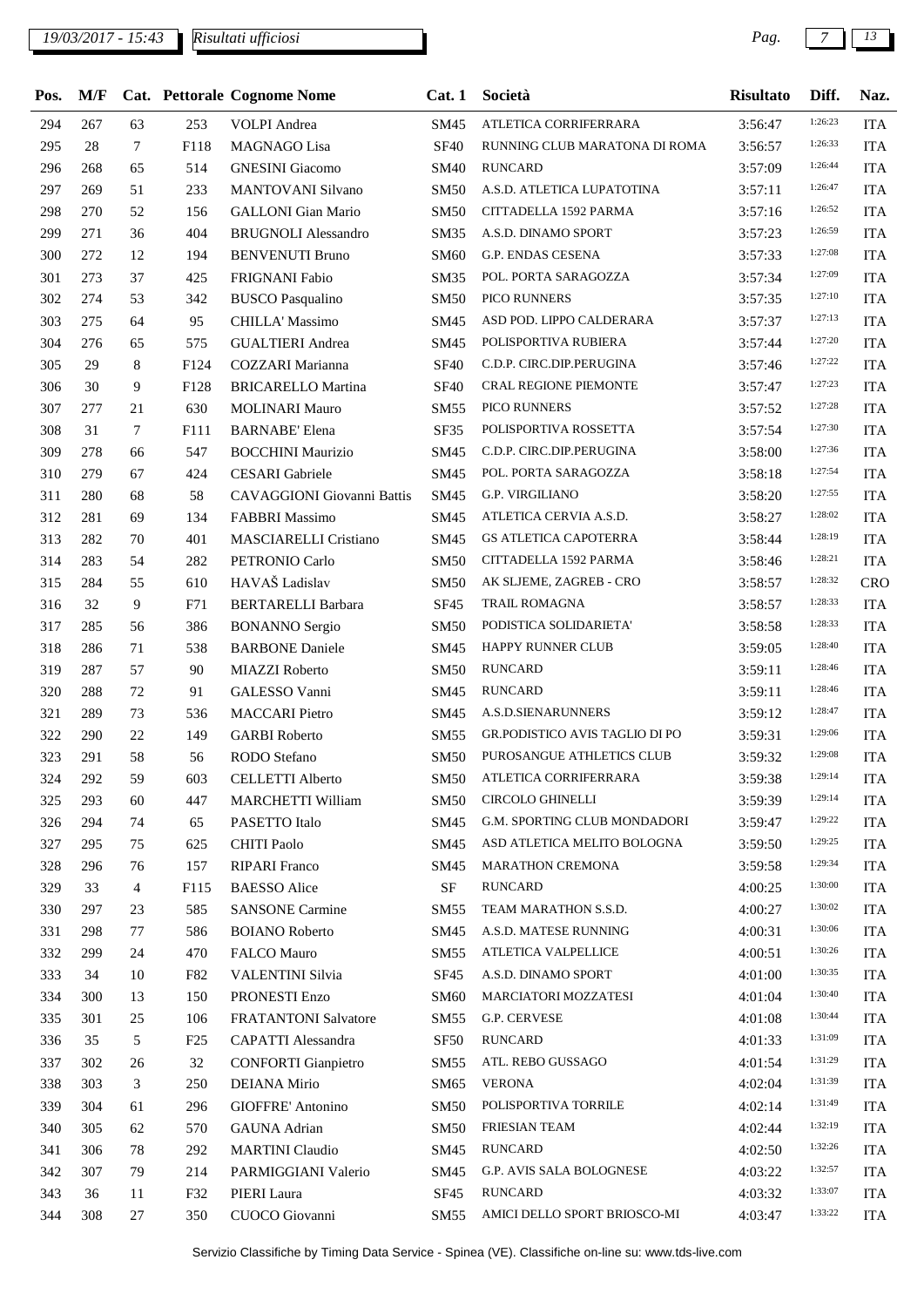| Pos. | M/F | Cat. | Pettorale | Cognome Nome | Cat. 1 | Società | Risultato | Diff. | Naz. |
|---|---|---|---|---|---|---|---|---|---|
| 294 | 267 | 63 | 253 | VOLPI Andrea | SM45 | ATLETICA CORRIFERRARA | 3:56:47 | 1:26:23 | ITA |
| 295 | 28 | 7 | F118 | MAGNAGO Lisa | SF40 | RUNNING CLUB MARATONA DI ROMA | 3:56:57 | 1:26:33 | ITA |
| 296 | 268 | 65 | 514 | GNESINI Giacomo | SM40 | RUNCARD | 3:57:09 | 1:26:44 | ITA |
| 297 | 269 | 51 | 233 | MANTOVANI Silvano | SM50 | A.S.D. ATLETICA LUPATOTINA | 3:57:11 | 1:26:47 | ITA |
| 298 | 270 | 52 | 156 | GALLONI Gian Mario | SM50 | CITTADELLA 1592 PARMA | 3:57:16 | 1:26:52 | ITA |
| 299 | 271 | 36 | 404 | BRUGNOLI Alessandro | SM35 | A.S.D. DINAMO SPORT | 3:57:23 | 1:26:59 | ITA |
| 300 | 272 | 12 | 194 | BENVENUTI Bruno | SM60 | G.P. ENDAS CESENA | 3:57:33 | 1:27:08 | ITA |
| 301 | 273 | 37 | 425 | FRIGNANI Fabio | SM35 | POL. PORTA SARAGOZZA | 3:57:34 | 1:27:09 | ITA |
| 302 | 274 | 53 | 342 | BUSCO Pasqualino | SM50 | PICO RUNNERS | 3:57:35 | 1:27:10 | ITA |
| 303 | 275 | 64 | 95 | CHILLA' Massimo | SM45 | ASD POD. LIPPO CALDERARA | 3:57:37 | 1:27:13 | ITA |
| 304 | 276 | 65 | 575 | GUALTIERI Andrea | SM45 | POLISPORTIVA RUBIERA | 3:57:44 | 1:27:20 | ITA |
| 305 | 29 | 8 | F124 | COZZARI Marianna | SF40 | C.D.P. CIRC.DIP.PERUGINA | 3:57:46 | 1:27:22 | ITA |
| 306 | 30 | 9 | F128 | BRICARELLO Martina | SF40 | CRAL REGIONE PIEMONTE | 3:57:47 | 1:27:23 | ITA |
| 307 | 277 | 21 | 630 | MOLINARI Mauro | SM55 | PICO RUNNERS | 3:57:52 | 1:27:28 | ITA |
| 308 | 31 | 7 | F111 | BARNABE' Elena | SF35 | POLISPORTIVA ROSSETTA | 3:57:54 | 1:27:30 | ITA |
| 309 | 278 | 66 | 547 | BOCCHINI Maurizio | SM45 | C.D.P. CIRC.DIP.PERUGINA | 3:58:00 | 1:27:36 | ITA |
| 310 | 279 | 67 | 424 | CESARI Gabriele | SM45 | POL. PORTA SARAGOZZA | 3:58:18 | 1:27:54 | ITA |
| 311 | 280 | 68 | 58 | CAVAGGIONI Giovanni Battis | SM45 | G.P. VIRGILIANO | 3:58:20 | 1:27:55 | ITA |
| 312 | 281 | 69 | 134 | FABBRI Massimo | SM45 | ATLETICA CERVIA A.S.D. | 3:58:27 | 1:28:02 | ITA |
| 313 | 282 | 70 | 401 | MASCIARELLI Cristiano | SM45 | GS ATLETICA CAPOTERRA | 3:58:44 | 1:28:19 | ITA |
| 314 | 283 | 54 | 282 | PETRONIO Carlo | SM50 | CITTADELLA 1592 PARMA | 3:58:46 | 1:28:21 | ITA |
| 315 | 284 | 55 | 610 | HAVAŠ Ladislav | SM50 | AK SLJEME, ZAGREB - CRO | 3:58:57 | 1:28:32 | CRO |
| 316 | 32 | 9 | F71 | BERTARELLI Barbara | SF45 | TRAIL ROMAGNA | 3:58:57 | 1:28:33 | ITA |
| 317 | 285 | 56 | 386 | BONANNO Sergio | SM50 | PODISTICA SOLIDARIETA' | 3:58:58 | 1:28:33 | ITA |
| 318 | 286 | 71 | 538 | BARBONE Daniele | SM45 | HAPPY RUNNER CLUB | 3:59:05 | 1:28:40 | ITA |
| 319 | 287 | 57 | 90 | MIAZZI Roberto | SM50 | RUNCARD | 3:59:11 | 1:28:46 | ITA |
| 320 | 288 | 72 | 91 | GALESSO Vanni | SM45 | RUNCARD | 3:59:11 | 1:28:46 | ITA |
| 321 | 289 | 73 | 536 | MACCARI Pietro | SM45 | A.S.D.SIENARUNNERS | 3:59:12 | 1:28:47 | ITA |
| 322 | 290 | 22 | 149 | GARBI Roberto | SM55 | GR.PODISTICO AVIS TAGLIO DI PO | 3:59:31 | 1:29:06 | ITA |
| 323 | 291 | 58 | 56 | RODO Stefano | SM50 | PUROSANGUE ATHLETICS CLUB | 3:59:32 | 1:29:08 | ITA |
| 324 | 292 | 59 | 603 | CELLETTI Alberto | SM50 | ATLETICA CORRIFERRARA | 3:59:38 | 1:29:14 | ITA |
| 325 | 293 | 60 | 447 | MARCHETTI William | SM50 | CIRCOLO GHINELLI | 3:59:39 | 1:29:14 | ITA |
| 326 | 294 | 74 | 65 | PASETTO Italo | SM45 | G.M. SPORTING CLUB MONDADORI | 3:59:47 | 1:29:22 | ITA |
| 327 | 295 | 75 | 625 | CHITI Paolo | SM45 | ASD ATLETICA MELITO BOLOGNA | 3:59:50 | 1:29:25 | ITA |
| 328 | 296 | 76 | 157 | RIPARI Franco | SM45 | MARATHON CREMONA | 3:59:58 | 1:29:34 | ITA |
| 329 | 33 | 4 | F115 | BAESSO Alice | SF | RUNCARD | 4:00:25 | 1:30:00 | ITA |
| 330 | 297 | 23 | 585 | SANSONE Carmine | SM55 | TEAM MARATHON S.S.D. | 4:00:27 | 1:30:02 | ITA |
| 331 | 298 | 77 | 586 | BOIANO Roberto | SM45 | A.S.D. MATESE RUNNING | 4:00:31 | 1:30:06 | ITA |
| 332 | 299 | 24 | 470 | FALCO Mauro | SM55 | ATLETICA VALPELLICE | 4:00:51 | 1:30:26 | ITA |
| 333 | 34 | 10 | F82 | VALENTINI Silvia | SF45 | A.S.D. DINAMO SPORT | 4:01:00 | 1:30:35 | ITA |
| 334 | 300 | 13 | 150 | PRONESTI Enzo | SM60 | MARCIATORI MOZZATESI | 4:01:04 | 1:30:40 | ITA |
| 335 | 301 | 25 | 106 | FRATANTONI Salvatore | SM55 | G.P. CERVESE | 4:01:08 | 1:30:44 | ITA |
| 336 | 35 | 5 | F25 | CAPATTI Alessandra | SF50 | RUNCARD | 4:01:33 | 1:31:09 | ITA |
| 337 | 302 | 26 | 32 | CONFORTI Gianpietro | SM55 | ATL. REBO GUSSAGO | 4:01:54 | 1:31:29 | ITA |
| 338 | 303 | 3 | 250 | DEIANA Mirio | SM65 | VERONA | 4:02:04 | 1:31:39 | ITA |
| 339 | 304 | 61 | 296 | GIOFFRE' Antonino | SM50 | POLISPORTIVA TORRILE | 4:02:14 | 1:31:49 | ITA |
| 340 | 305 | 62 | 570 | GAUNA Adrian | SM50 | FRIESIAN TEAM | 4:02:44 | 1:32:19 | ITA |
| 341 | 306 | 78 | 292 | MARTINI Claudio | SM45 | RUNCARD | 4:02:50 | 1:32:26 | ITA |
| 342 | 307 | 79 | 214 | PARMIGGIANI Valerio | SM45 | G.P. AVIS SALA BOLOGNESE | 4:03:22 | 1:32:57 | ITA |
| 343 | 36 | 11 | F32 | PIERI Laura | SF45 | RUNCARD | 4:03:32 | 1:33:07 | ITA |
| 344 | 308 | 27 | 350 | CUOCO Giovanni | SM55 | AMICI DELLO SPORT BRIOSCO-MI | 4:03:47 | 1:33:22 | ITA |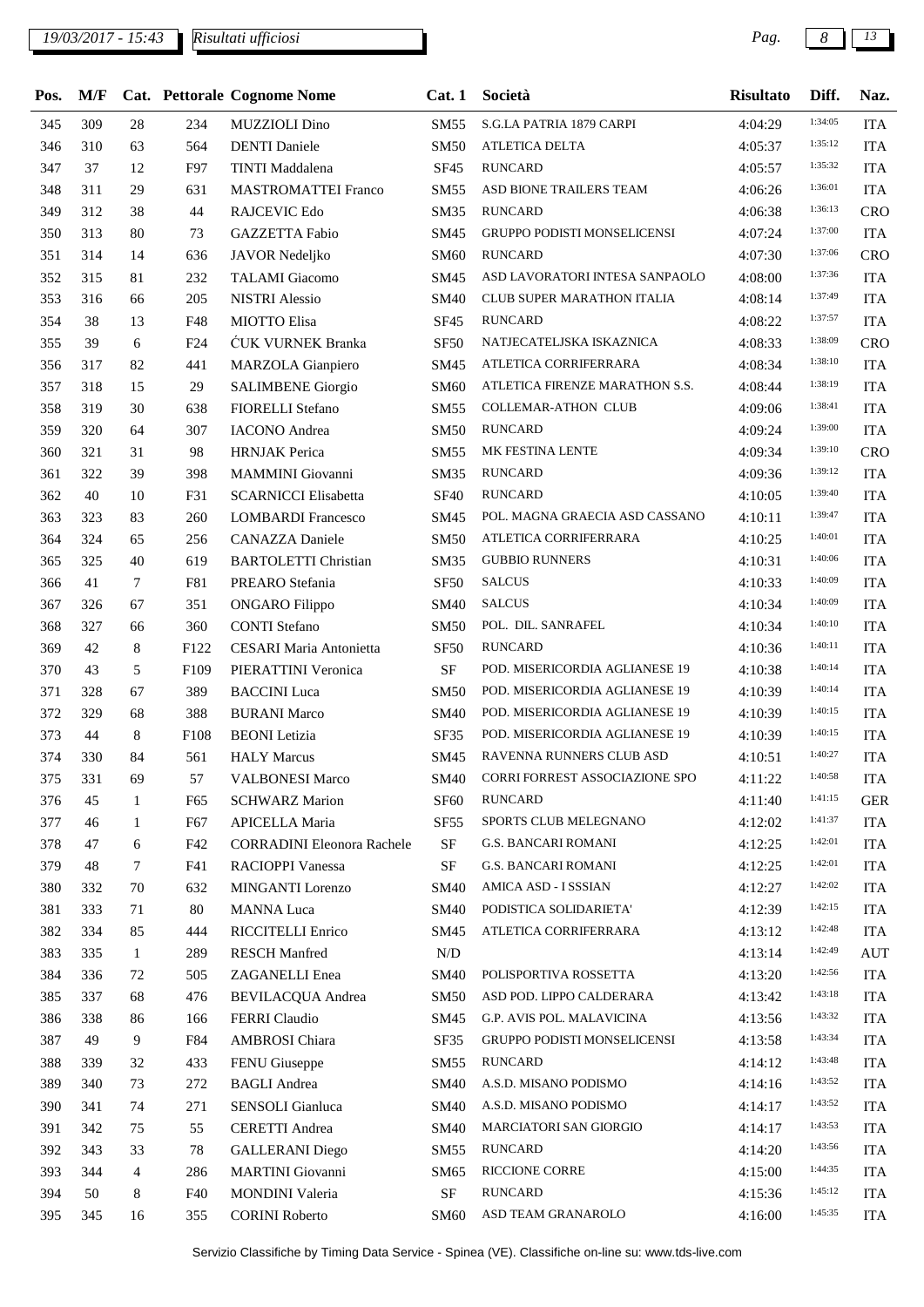| Pos. | M/F | Cat. | Pettorale | Cognome Nome | Cat. 1 | Società | Risultato | Diff. | Naz. |
|---|---|---|---|---|---|---|---|---|---|
| 345 | 309 | 28 | 234 | MUZZIOLI Dino | SM55 | S.G.LA PATRIA 1879 CARPI | 4:04:29 | 1:34:05 | ITA |
| 346 | 310 | 63 | 564 | DENTI Daniele | SM50 | ATLETICA DELTA | 4:05:37 | 1:35:12 | ITA |
| 347 | 37 | 12 | F97 | TINTI Maddalena | SF45 | RUNCARD | 4:05:57 | 1:35:32 | ITA |
| 348 | 311 | 29 | 631 | MASTROMATTEI Franco | SM55 | ASD BIONE TRAILERS TEAM | 4:06:26 | 1:36:01 | ITA |
| 349 | 312 | 38 | 44 | RAJCEVIC Edo | SM35 | RUNCARD | 4:06:38 | 1:36:13 | CRO |
| 350 | 313 | 80 | 73 | GAZZETTA Fabio | SM45 | GRUPPO PODISTI MONSELICENSI | 4:07:24 | 1:37:00 | ITA |
| 351 | 314 | 14 | 636 | JAVOR Nedeljko | SM60 | RUNCARD | 4:07:30 | 1:37:06 | CRO |
| 352 | 315 | 81 | 232 | TALAMI Giacomo | SM45 | ASD LAVORATORI INTESA SANPAOLO | 4:08:00 | 1:37:36 | ITA |
| 353 | 316 | 66 | 205 | NISTRI Alessio | SM40 | CLUB SUPER MARATHON ITALIA | 4:08:14 | 1:37:49 | ITA |
| 354 | 38 | 13 | F48 | MIOTTO Elisa | SF45 | RUNCARD | 4:08:22 | 1:37:57 | ITA |
| 355 | 39 | 6 | F24 | ĆUK VURNEK Branka | SF50 | NATJECATELJSKA ISKAZNICA | 4:08:33 | 1:38:09 | CRO |
| 356 | 317 | 82 | 441 | MARZOLA Gianpiero | SM45 | ATLETICA CORRIFERRARA | 4:08:34 | 1:38:10 | ITA |
| 357 | 318 | 15 | 29 | SALIMBENE Giorgio | SM60 | ATLETICA FIRENZE MARATHON S.S. | 4:08:44 | 1:38:19 | ITA |
| 358 | 319 | 30 | 638 | FIORELLI Stefano | SM55 | COLLEMAR-ATHON CLUB | 4:09:06 | 1:38:41 | ITA |
| 359 | 320 | 64 | 307 | IACONO Andrea | SM50 | RUNCARD | 4:09:24 | 1:39:00 | ITA |
| 360 | 321 | 31 | 98 | HRNJAK Perica | SM55 | MK FESTINA LENTE | 4:09:34 | 1:39:10 | CRO |
| 361 | 322 | 39 | 398 | MAMMINI Giovanni | SM35 | RUNCARD | 4:09:36 | 1:39:12 | ITA |
| 362 | 40 | 10 | F31 | SCARNICCI Elisabetta | SF40 | RUNCARD | 4:10:05 | 1:39:40 | ITA |
| 363 | 323 | 83 | 260 | LOMBARDI Francesco | SM45 | POL. MAGNA GRAECIA ASD CASSANO | 4:10:11 | 1:39:47 | ITA |
| 364 | 324 | 65 | 256 | CANAZZA Daniele | SM50 | ATLETICA CORRIFERRARA | 4:10:25 | 1:40:01 | ITA |
| 365 | 325 | 40 | 619 | BARTOLETTI Christian | SM35 | GUBBIO RUNNERS | 4:10:31 | 1:40:06 | ITA |
| 366 | 41 | 7 | F81 | PREARO Stefania | SF50 | SALCUS | 4:10:33 | 1:40:09 | ITA |
| 367 | 326 | 67 | 351 | ONGARO Filippo | SM40 | SALCUS | 4:10:34 | 1:40:09 | ITA |
| 368 | 327 | 66 | 360 | CONTI Stefano | SM50 | POL. DIL. SANRAFEL | 4:10:34 | 1:40:10 | ITA |
| 369 | 42 | 8 | F122 | CESARI Maria Antonietta | SF50 | RUNCARD | 4:10:36 | 1:40:11 | ITA |
| 370 | 43 | 5 | F109 | PIERATTINI Veronica | SF | POD. MISERICORDIA AGLIANESE 19 | 4:10:38 | 1:40:14 | ITA |
| 371 | 328 | 67 | 389 | BACCINI Luca | SM50 | POD. MISERICORDIA AGLIANESE 19 | 4:10:39 | 1:40:14 | ITA |
| 372 | 329 | 68 | 388 | BURANI Marco | SM40 | POD. MISERICORDIA AGLIANESE 19 | 4:10:39 | 1:40:15 | ITA |
| 373 | 44 | 8 | F108 | BEONI Letizia | SF35 | POD. MISERICORDIA AGLIANESE 19 | 4:10:39 | 1:40:15 | ITA |
| 374 | 330 | 84 | 561 | HALY Marcus | SM45 | RAVENNA RUNNERS CLUB ASD | 4:10:51 | 1:40:27 | ITA |
| 375 | 331 | 69 | 57 | VALBONESI Marco | SM40 | CORRI FORREST ASSOCIAZIONE SPO | 4:11:22 | 1:40:58 | ITA |
| 376 | 45 | 1 | F65 | SCHWARZ Marion | SF60 | RUNCARD | 4:11:40 | 1:41:15 | GER |
| 377 | 46 | 1 | F67 | APICELLA Maria | SF55 | SPORTS CLUB MELEGNANO | 4:12:02 | 1:41:37 | ITA |
| 378 | 47 | 6 | F42 | CORRADINI Eleonora Rachele | SF | G.S. BANCARI ROMANI | 4:12:25 | 1:42:01 | ITA |
| 379 | 48 | 7 | F41 | RACIOPPI Vanessa | SF | G.S. BANCARI ROMANI | 4:12:25 | 1:42:01 | ITA |
| 380 | 332 | 70 | 632 | MINGANTI Lorenzo | SM40 | AMICA ASD - I SSSIAN | 4:12:27 | 1:42:02 | ITA |
| 381 | 333 | 71 | 80 | MANNA Luca | SM40 | PODISTICA SOLIDARIETA' | 4:12:39 | 1:42:15 | ITA |
| 382 | 334 | 85 | 444 | RICCITELLI Enrico | SM45 | ATLETICA CORRIFERRARA | 4:13:12 | 1:42:48 | ITA |
| 383 | 335 | 1 | 289 | RESCH Manfred | N/D | | 4:13:14 | 1:42:49 | AUT |
| 384 | 336 | 72 | 505 | ZAGANELLI Enea | SM40 | POLISPORTIVA ROSSETTA | 4:13:20 | 1:42:56 | ITA |
| 385 | 337 | 68 | 476 | BEVILACQUA Andrea | SM50 | ASD POD. LIPPO CALDERARA | 4:13:42 | 1:43:18 | ITA |
| 386 | 338 | 86 | 166 | FERRI Claudio | SM45 | G.P. AVIS POL. MALAVICINA | 4:13:56 | 1:43:32 | ITA |
| 387 | 49 | 9 | F84 | AMBROSI Chiara | SF35 | GRUPPO PODISTI MONSELICENSI | 4:13:58 | 1:43:34 | ITA |
| 388 | 339 | 32 | 433 | FENU Giuseppe | SM55 | RUNCARD | 4:14:12 | 1:43:48 | ITA |
| 389 | 340 | 73 | 272 | BAGLI Andrea | SM40 | A.S.D. MISANO PODISMO | 4:14:16 | 1:43:52 | ITA |
| 390 | 341 | 74 | 271 | SENSOLI Gianluca | SM40 | A.S.D. MISANO PODISMO | 4:14:17 | 1:43:52 | ITA |
| 391 | 342 | 75 | 55 | CERETTI Andrea | SM40 | MARCIATORI SAN GIORGIO | 4:14:17 | 1:43:53 | ITA |
| 392 | 343 | 33 | 78 | GALLERANI Diego | SM55 | RUNCARD | 4:14:20 | 1:43:56 | ITA |
| 393 | 344 | 4 | 286 | MARTINI Giovanni | SM65 | RICCIONE CORRE | 4:15:00 | 1:44:35 | ITA |
| 394 | 50 | 8 | F40 | MONDINI Valeria | SF | RUNCARD | 4:15:36 | 1:45:12 | ITA |
| 395 | 345 | 16 | 355 | CORINI Roberto | SM60 | ASD TEAM GRANAROLO | 4:16:00 | 1:45:35 | ITA |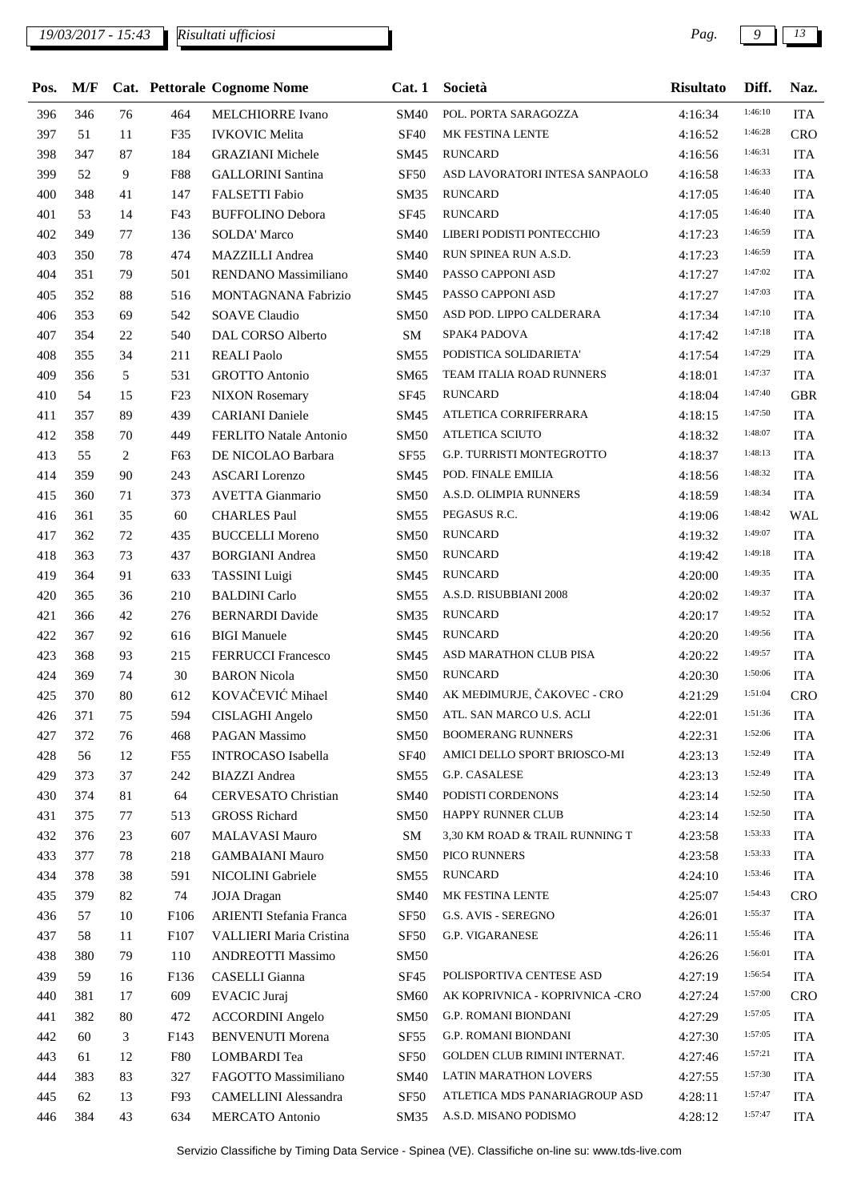| Pos. | M/F | Cat. | Pettorale | Cognome Nome | Cat. 1 | Società | Risultato | Diff. | Naz. |
|---|---|---|---|---|---|---|---|---|---|
| 396 | 346 | 76 | 464 | MELCHIORRE Ivano | SM40 | POL. PORTA SARAGOZZA | 4:16:34 | 1:46:10 | ITA |
| 397 | 51 | 11 | F35 | IVKOVIC Melita | SF40 | MK FESTINA LENTE | 4:16:52 | 1:46:28 | CRO |
| 398 | 347 | 87 | 184 | GRAZIANI Michele | SM45 | RUNCARD | 4:16:56 | 1:46:31 | ITA |
| 399 | 52 | 9 | F88 | GALLORINI Santina | SF50 | ASD LAVORATORI INTESA SANPAOLO | 4:16:58 | 1:46:33 | ITA |
| 400 | 348 | 41 | 147 | FALSETTI Fabio | SM35 | RUNCARD | 4:17:05 | 1:46:40 | ITA |
| 401 | 53 | 14 | F43 | BUFFOLINO Debora | SF45 | RUNCARD | 4:17:05 | 1:46:40 | ITA |
| 402 | 349 | 77 | 136 | SOLDA' Marco | SM40 | LIBERI PODISTI PONTECCHIO | 4:17:23 | 1:46:59 | ITA |
| 403 | 350 | 78 | 474 | MAZZILLI Andrea | SM40 | RUN SPINEA RUN A.S.D. | 4:17:23 | 1:46:59 | ITA |
| 404 | 351 | 79 | 501 | RENDANO Massimiliano | SM40 | PASSO CAPPONI ASD | 4:17:27 | 1:47:02 | ITA |
| 405 | 352 | 88 | 516 | MONTAGNANA Fabrizio | SM45 | PASSO CAPPONI ASD | 4:17:27 | 1:47:03 | ITA |
| 406 | 353 | 69 | 542 | SOAVE Claudio | SM50 | ASD POD. LIPPO CALDERARA | 4:17:34 | 1:47:10 | ITA |
| 407 | 354 | 22 | 540 | DAL CORSO Alberto | SM | SPAK4 PADOVA | 4:17:42 | 1:47:18 | ITA |
| 408 | 355 | 34 | 211 | REALI Paolo | SM55 | PODISTICA SOLIDARIETA' | 4:17:54 | 1:47:29 | ITA |
| 409 | 356 | 5 | 531 | GROTTO Antonio | SM65 | TEAM ITALIA ROAD RUNNERS | 4:18:01 | 1:47:37 | ITA |
| 410 | 54 | 15 | F23 | NIXON Rosemary | SF45 | RUNCARD | 4:18:04 | 1:47:40 | GBR |
| 411 | 357 | 89 | 439 | CARIANI Daniele | SM45 | ATLETICA CORRIFERRARA | 4:18:15 | 1:47:50 | ITA |
| 412 | 358 | 70 | 449 | FERLITO Natale Antonio | SM50 | ATLETICA SCIUTO | 4:18:32 | 1:48:07 | ITA |
| 413 | 55 | 2 | F63 | DE NICOLAO Barbara | SF55 | G.P. TURRISTI MONTEGROTTO | 4:18:37 | 1:48:13 | ITA |
| 414 | 359 | 90 | 243 | ASCARI Lorenzo | SM45 | POD. FINALE EMILIA | 4:18:56 | 1:48:32 | ITA |
| 415 | 360 | 71 | 373 | AVETTA Gianmario | SM50 | A.S.D. OLIMPIA RUNNERS | 4:18:59 | 1:48:34 | ITA |
| 416 | 361 | 35 | 60 | CHARLES Paul | SM55 | PEGASUS R.C. | 4:19:06 | 1:48:42 | WAL |
| 417 | 362 | 72 | 435 | BUCCELLI Moreno | SM50 | RUNCARD | 4:19:32 | 1:49:07 | ITA |
| 418 | 363 | 73 | 437 | BORGIANI Andrea | SM50 | RUNCARD | 4:19:42 | 1:49:18 | ITA |
| 419 | 364 | 91 | 633 | TASSINI Luigi | SM45 | RUNCARD | 4:20:00 | 1:49:35 | ITA |
| 420 | 365 | 36 | 210 | BALDINI Carlo | SM55 | A.S.D. RISUBBIANI 2008 | 4:20:02 | 1:49:37 | ITA |
| 421 | 366 | 42 | 276 | BERNARDI Davide | SM35 | RUNCARD | 4:20:17 | 1:49:52 | ITA |
| 422 | 367 | 92 | 616 | BIGI Manuele | SM45 | RUNCARD | 4:20:20 | 1:49:56 | ITA |
| 423 | 368 | 93 | 215 | FERRUCCI Francesco | SM45 | ASD MARATHON CLUB PISA | 4:20:22 | 1:49:57 | ITA |
| 424 | 369 | 74 | 30 | BARON Nicola | SM50 | RUNCARD | 4:20:30 | 1:50:06 | ITA |
| 425 | 370 | 80 | 612 | KOVAČEVIĆ Mihael | SM40 | AK MEĐIMURJE, ČAKOVEC - CRO | 4:21:29 | 1:51:04 | CRO |
| 426 | 371 | 75 | 594 | CISLAGHI Angelo | SM50 | ATL. SAN MARCO U.S. ACLI | 4:22:01 | 1:51:36 | ITA |
| 427 | 372 | 76 | 468 | PAGAN Massimo | SM50 | BOOMERANG RUNNERS | 4:22:31 | 1:52:06 | ITA |
| 428 | 56 | 12 | F55 | INTROCASO Isabella | SF40 | AMICI DELLO SPORT BRIOSCO-MI | 4:23:13 | 1:52:49 | ITA |
| 429 | 373 | 37 | 242 | BIAZZI Andrea | SM55 | G.P. CASALESE | 4:23:13 | 1:52:49 | ITA |
| 430 | 374 | 81 | 64 | CERVESATO Christian | SM40 | PODISTI CORDENONS | 4:23:14 | 1:52:50 | ITA |
| 431 | 375 | 77 | 513 | GROSS Richard | SM50 | HAPPY RUNNER CLUB | 4:23:14 | 1:52:50 | ITA |
| 432 | 376 | 23 | 607 | MALAVASI Mauro | SM | 3,30 KM ROAD & TRAIL RUNNING T | 4:23:58 | 1:53:33 | ITA |
| 433 | 377 | 78 | 218 | GAMBAIANI Mauro | SM50 | PICO RUNNERS | 4:23:58 | 1:53:33 | ITA |
| 434 | 378 | 38 | 591 | NICOLINI Gabriele | SM55 | RUNCARD | 4:24:10 | 1:53:46 | ITA |
| 435 | 379 | 82 | 74 | JOJA Dragan | SM40 | MK FESTINA LENTE | 4:25:07 | 1:54:43 | CRO |
| 436 | 57 | 10 | F106 | ARIENTI Stefania Franca | SF50 | G.S. AVIS - SEREGNO | 4:26:01 | 1:55:37 | ITA |
| 437 | 58 | 11 | F107 | VALLIERI Maria Cristina | SF50 | G.P. VIGARANESE | 4:26:11 | 1:55:46 | ITA |
| 438 | 380 | 79 | 110 | ANDREOTTI Massimo | SM50 | | 4:26:26 | 1:56:01 | ITA |
| 439 | 59 | 16 | F136 | CASELLI Gianna | SF45 | POLISPORTIVA CENTESE ASD | 4:27:19 | 1:56:54 | ITA |
| 440 | 381 | 17 | 609 | EVACIC Juraj | SM60 | AK KOPRIVNICA - KOPRIVNICA -CRO | 4:27:24 | 1:57:00 | CRO |
| 441 | 382 | 80 | 472 | ACCORDINI Angelo | SM50 | G.P. ROMANI BIONDANI | 4:27:29 | 1:57:05 | ITA |
| 442 | 60 | 3 | F143 | BENVENUTI Morena | SF55 | G.P. ROMANI BIONDANI | 4:27:30 | 1:57:05 | ITA |
| 443 | 61 | 12 | F80 | LOMBARDI Tea | SF50 | GOLDEN CLUB RIMINI INTERNAT. | 4:27:46 | 1:57:21 | ITA |
| 444 | 383 | 83 | 327 | FAGOTTO Massimiliano | SM40 | LATIN MARATHON LOVERS | 4:27:55 | 1:57:30 | ITA |
| 445 | 62 | 13 | F93 | CAMELLINI Alessandra | SF50 | ATLETICA MDS PANARIAGROUP ASD | 4:28:11 | 1:57:47 | ITA |
| 446 | 384 | 43 | 634 | MERCATO Antonio | SM35 | A.S.D. MISANO PODISMO | 4:28:12 | 1:57:47 | ITA |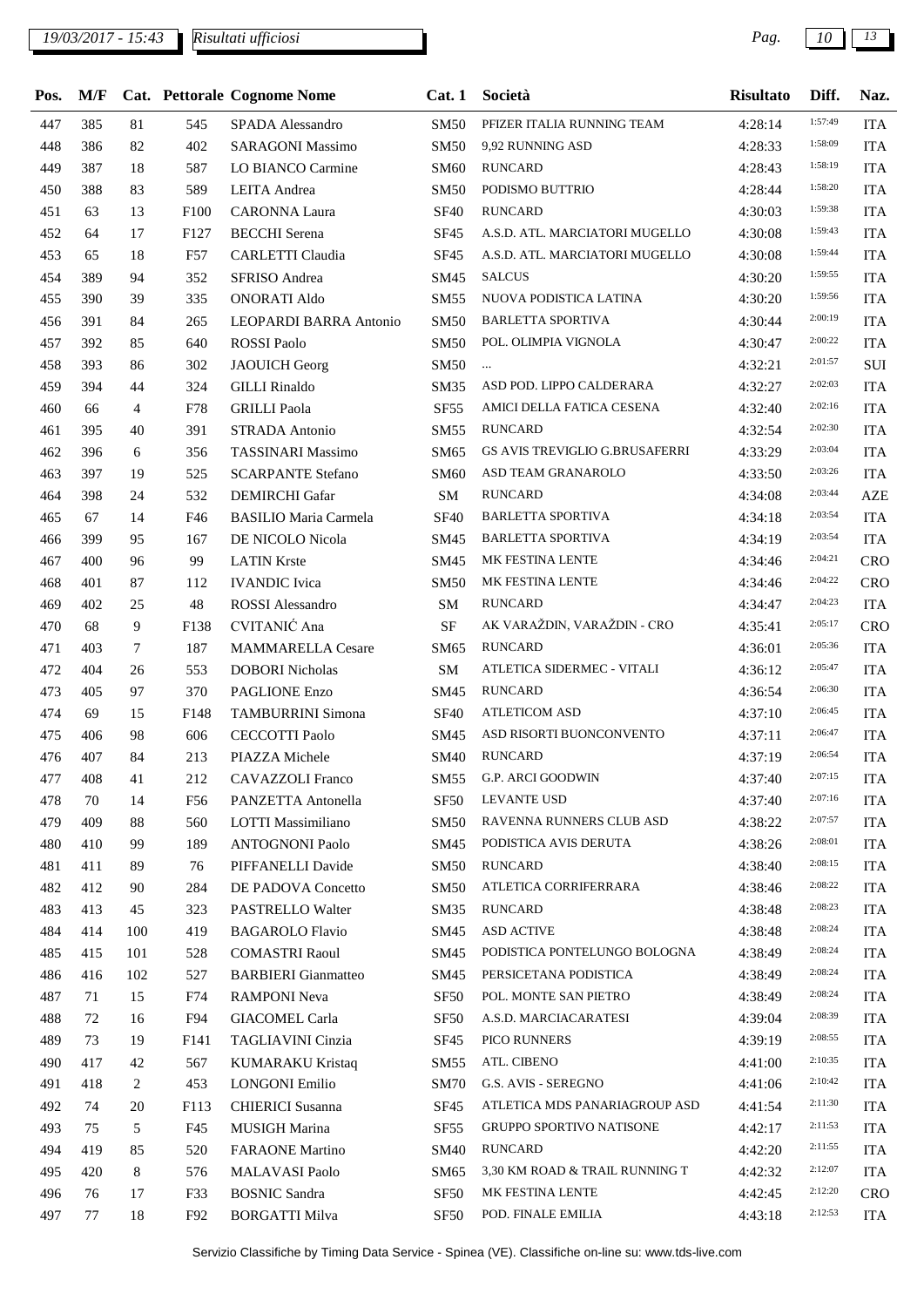| Pos. | M/F | Cat. | Pettorale | Cognome Nome | Cat. 1 | Società | Risultato | Diff. | Naz. |
|---|---|---|---|---|---|---|---|---|---|
| 447 | 385 | 81 | 545 | SPADA Alessandro | SM50 | PFIZER ITALIA RUNNING TEAM | 4:28:14 | 1:57:49 | ITA |
| 448 | 386 | 82 | 402 | SARAGONI Massimo | SM50 | 9,92 RUNNING ASD | 4:28:33 | 1:58:09 | ITA |
| 449 | 387 | 18 | 587 | LO BIANCO Carmine | SM60 | RUNCARD | 4:28:43 | 1:58:19 | ITA |
| 450 | 388 | 83 | 589 | LEITA Andrea | SM50 | PODISMO BUTTRIO | 4:28:44 | 1:58:20 | ITA |
| 451 | 63 | 13 | F100 | CARONNA Laura | SF40 | RUNCARD | 4:30:03 | 1:59:38 | ITA |
| 452 | 64 | 17 | F127 | BECCHI Serena | SF45 | A.S.D. ATL. MARCIATORI MUGELLO | 4:30:08 | 1:59:43 | ITA |
| 453 | 65 | 18 | F57 | CARLETTI Claudia | SF45 | A.S.D. ATL. MARCIATORI MUGELLO | 4:30:08 | 1:59:44 | ITA |
| 454 | 389 | 94 | 352 | SFRISO Andrea | SM45 | SALCUS | 4:30:20 | 1:59:55 | ITA |
| 455 | 390 | 39 | 335 | ONORATI Aldo | SM55 | NUOVA PODISTICA LATINA | 4:30:20 | 1:59:56 | ITA |
| 456 | 391 | 84 | 265 | LEOPARDI BARRA Antonio | SM50 | BARLETTA SPORTIVA | 4:30:44 | 2:00:19 | ITA |
| 457 | 392 | 85 | 640 | ROSSI Paolo | SM50 | POL. OLIMPIA VIGNOLA | 4:30:47 | 2:00:22 | ITA |
| 458 | 393 | 86 | 302 | JAOUICH Georg | SM50 | ... | 4:32:21 | 2:01:57 | SUI |
| 459 | 394 | 44 | 324 | GILLI Rinaldo | SM35 | ASD POD. LIPPO CALDERARA | 4:32:27 | 2:02:03 | ITA |
| 460 | 66 | 4 | F78 | GRILLI Paola | SF55 | AMICI DELLA FATICA CESENA | 4:32:40 | 2:02:16 | ITA |
| 461 | 395 | 40 | 391 | STRADA Antonio | SM55 | RUNCARD | 4:32:54 | 2:02:30 | ITA |
| 462 | 396 | 6 | 356 | TASSINARI Massimo | SM65 | GS AVIS TREVIGLIO G.BRUSAFERRI | 4:33:29 | 2:03:04 | ITA |
| 463 | 397 | 19 | 525 | SCARPANTE Stefano | SM60 | ASD TEAM GRANAROLO | 4:33:50 | 2:03:26 | ITA |
| 464 | 398 | 24 | 532 | DEMIRCHI Gafar | SM | RUNCARD | 4:34:08 | 2:03:44 | AZE |
| 465 | 67 | 14 | F46 | BASILIO Maria Carmela | SF40 | BARLETTA SPORTIVA | 4:34:18 | 2:03:54 | ITA |
| 466 | 399 | 95 | 167 | DE NICOLO Nicola | SM45 | BARLETTA SPORTIVA | 4:34:19 | 2:03:54 | ITA |
| 467 | 400 | 96 | 99 | LATIN Krste | SM45 | MK FESTINA LENTE | 4:34:46 | 2:04:21 | CRO |
| 468 | 401 | 87 | 112 | IVANDIC Ivica | SM50 | MK FESTINA LENTE | 4:34:46 | 2:04:22 | CRO |
| 469 | 402 | 25 | 48 | ROSSI Alessandro | SM | RUNCARD | 4:34:47 | 2:04:23 | ITA |
| 470 | 68 | 9 | F138 | CVITANIĆ Ana | SF | AK VARAŽDIN, VARAŽDIN - CRO | 4:35:41 | 2:05:17 | CRO |
| 471 | 403 | 7 | 187 | MAMMARELLA Cesare | SM65 | RUNCARD | 4:36:01 | 2:05:36 | ITA |
| 472 | 404 | 26 | 553 | DOBORI Nicholas | SM | ATLETICA SIDERMEC - VITALI | 4:36:12 | 2:05:47 | ITA |
| 473 | 405 | 97 | 370 | PAGLIONE Enzo | SM45 | RUNCARD | 4:36:54 | 2:06:30 | ITA |
| 474 | 69 | 15 | F148 | TAMBURRINI Simona | SF40 | ATLETICOM ASD | 4:37:10 | 2:06:45 | ITA |
| 475 | 406 | 98 | 606 | CECCOTTI Paolo | SM45 | ASD RISORTI BUONCONVENTO | 4:37:11 | 2:06:47 | ITA |
| 476 | 407 | 84 | 213 | PIAZZA Michele | SM40 | RUNCARD | 4:37:19 | 2:06:54 | ITA |
| 477 | 408 | 41 | 212 | CAVAZZOLI Franco | SM55 | G.P. ARCI GOODWIN | 4:37:40 | 2:07:15 | ITA |
| 478 | 70 | 14 | F56 | PANZETTA Antonella | SF50 | LEVANTE USD | 4:37:40 | 2:07:16 | ITA |
| 479 | 409 | 88 | 560 | LOTTI Massimiliano | SM50 | RAVENNA RUNNERS CLUB ASD | 4:38:22 | 2:07:57 | ITA |
| 480 | 410 | 99 | 189 | ANTOGNONI Paolo | SM45 | PODISTICA AVIS DERUTA | 4:38:26 | 2:08:01 | ITA |
| 481 | 411 | 89 | 76 | PIFFANELLI Davide | SM50 | RUNCARD | 4:38:40 | 2:08:15 | ITA |
| 482 | 412 | 90 | 284 | DE PADOVA Concetto | SM50 | ATLETICA CORRIFERRARA | 4:38:46 | 2:08:22 | ITA |
| 483 | 413 | 45 | 323 | PASTRELLO Walter | SM35 | RUNCARD | 4:38:48 | 2:08:23 | ITA |
| 484 | 414 | 100 | 419 | BAGAROLO Flavio | SM45 | ASD ACTIVE | 4:38:48 | 2:08:24 | ITA |
| 485 | 415 | 101 | 528 | COMASTRI Raoul | SM45 | PODISTICA PONTELUNGO BOLOGNA | 4:38:49 | 2:08:24 | ITA |
| 486 | 416 | 102 | 527 | BARBIERI Gianmatteo | SM45 | PERSICETANA PODISTICA | 4:38:49 | 2:08:24 | ITA |
| 487 | 71 | 15 | F74 | RAMPONI Neva | SF50 | POL. MONTE SAN PIETRO | 4:38:49 | 2:08:24 | ITA |
| 488 | 72 | 16 | F94 | GIACOMEL Carla | SF50 | A.S.D. MARCIACARATESI | 4:39:04 | 2:08:39 | ITA |
| 489 | 73 | 19 | F141 | TAGLIAVINI Cinzia | SF45 | PICO RUNNERS | 4:39:19 | 2:08:55 | ITA |
| 490 | 417 | 42 | 567 | KUMARAKU Kristaq | SM55 | ATL. CIBENO | 4:41:00 | 2:10:35 | ITA |
| 491 | 418 | 2 | 453 | LONGONI Emilio | SM70 | G.S. AVIS - SEREGNO | 4:41:06 | 2:10:42 | ITA |
| 492 | 74 | 20 | F113 | CHIERICI Susanna | SF45 | ATLETICA MDS PANARIAGROUP ASD | 4:41:54 | 2:11:30 | ITA |
| 493 | 75 | 5 | F45 | MUSIGH Marina | SF55 | GRUPPO SPORTIVO NATISONE | 4:42:17 | 2:11:53 | ITA |
| 494 | 419 | 85 | 520 | FARAONE Martino | SM40 | RUNCARD | 4:42:20 | 2:11:55 | ITA |
| 495 | 420 | 8 | 576 | MALAVASI Paolo | SM65 | 3,30 KM ROAD & TRAIL RUNNING T | 4:42:32 | 2:12:07 | ITA |
| 496 | 76 | 17 | F33 | BOSNIC Sandra | SF50 | MK FESTINA LENTE | 4:42:45 | 2:12:20 | CRO |
| 497 | 77 | 18 | F92 | BORGATTI Milva | SF50 | POD. FINALE EMILIA | 4:43:18 | 2:12:53 | ITA |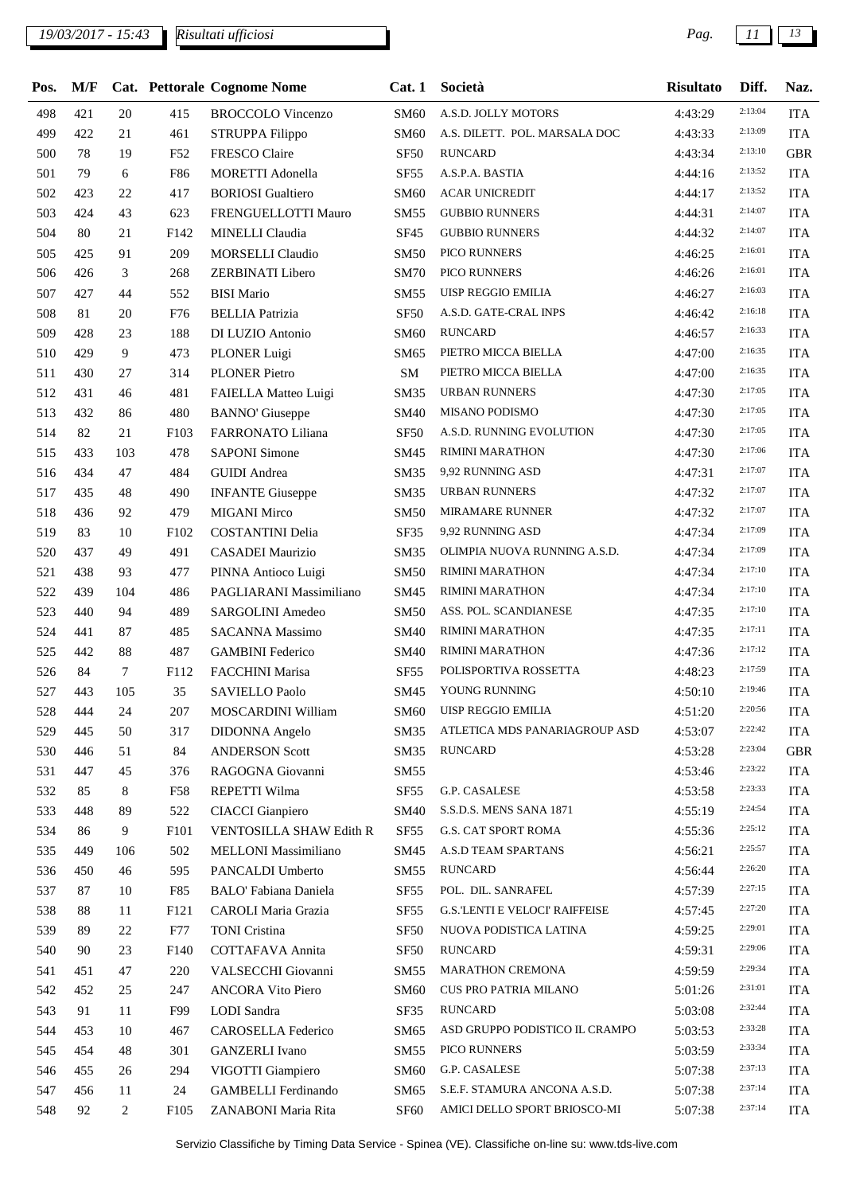| Pos. | M/F | Cat. | Pettorale | Cognome Nome | Cat. 1 | Società | Risultato | Diff. | Naz. |
|---|---|---|---|---|---|---|---|---|---|
| 498 | 421 | 20 | 415 | BROCCOLO Vincenzo | SM60 | A.S.D. JOLLY MOTORS | 4:43:29 | 2:13:04 | ITA |
| 499 | 422 | 21 | 461 | STRUPPA Filippo | SM60 | A.S. DILETT. POL. MARSALA DOC | 4:43:33 | 2:13:09 | ITA |
| 500 | 78 | 19 | F52 | FRESCO Claire | SF50 | RUNCARD | 4:43:34 | 2:13:10 | GBR |
| 501 | 79 | 6 | F86 | MORETTI Adonella | SF55 | A.S.P.A. BASTIA | 4:44:16 | 2:13:52 | ITA |
| 502 | 423 | 22 | 417 | BORIOSI Gualtiero | SM60 | ACAR UNICREDIT | 4:44:17 | 2:13:52 | ITA |
| 503 | 424 | 43 | 623 | FRENGUELLOTTI Mauro | SM55 | GUBBIO RUNNERS | 4:44:31 | 2:14:07 | ITA |
| 504 | 80 | 21 | F142 | MINELLI Claudia | SF45 | GUBBIO RUNNERS | 4:44:32 | 2:14:07 | ITA |
| 505 | 425 | 91 | 209 | MORSELLI Claudio | SM50 | PICO RUNNERS | 4:46:25 | 2:16:01 | ITA |
| 506 | 426 | 3 | 268 | ZERBINATI Libero | SM70 | PICO RUNNERS | 4:46:26 | 2:16:01 | ITA |
| 507 | 427 | 44 | 552 | BISI Mario | SM55 | UISP REGGIO EMILIA | 4:46:27 | 2:16:03 | ITA |
| 508 | 81 | 20 | F76 | BELLIA Patrizia | SF50 | A.S.D. GATE-CRAL INPS | 4:46:42 | 2:16:18 | ITA |
| 509 | 428 | 23 | 188 | DI LUZIO Antonio | SM60 | RUNCARD | 4:46:57 | 2:16:33 | ITA |
| 510 | 429 | 9 | 473 | PLONER Luigi | SM65 | PIETRO MICCA BIELLA | 4:47:00 | 2:16:35 | ITA |
| 511 | 430 | 27 | 314 | PLONER Pietro | SM | PIETRO MICCA BIELLA | 4:47:00 | 2:16:35 | ITA |
| 512 | 431 | 46 | 481 | FAIELLA Matteo Luigi | SM35 | URBAN RUNNERS | 4:47:30 | 2:17:05 | ITA |
| 513 | 432 | 86 | 480 | BANNO' Giuseppe | SM40 | MISANO PODISMO | 4:47:30 | 2:17:05 | ITA |
| 514 | 82 | 21 | F103 | FARRONATO Liliana | SF50 | A.S.D. RUNNING EVOLUTION | 4:47:30 | 2:17:05 | ITA |
| 515 | 433 | 103 | 478 | SAPONI Simone | SM45 | RIMINI MARATHON | 4:47:30 | 2:17:06 | ITA |
| 516 | 434 | 47 | 484 | GUIDI Andrea | SM35 | 9,92 RUNNING ASD | 4:47:31 | 2:17:07 | ITA |
| 517 | 435 | 48 | 490 | INFANTE Giuseppe | SM35 | URBAN RUNNERS | 4:47:32 | 2:17:07 | ITA |
| 518 | 436 | 92 | 479 | MIGANI Mirco | SM50 | MIRAMARE RUNNER | 4:47:32 | 2:17:07 | ITA |
| 519 | 83 | 10 | F102 | COSTANTINI Delia | SF35 | 9,92 RUNNING ASD | 4:47:34 | 2:17:09 | ITA |
| 520 | 437 | 49 | 491 | CASADEI Maurizio | SM35 | OLIMPIA NUOVA RUNNING A.S.D. | 4:47:34 | 2:17:09 | ITA |
| 521 | 438 | 93 | 477 | PINNA Antioco Luigi | SM50 | RIMINI MARATHON | 4:47:34 | 2:17:10 | ITA |
| 522 | 439 | 104 | 486 | PAGLIARANI Massimiliano | SM45 | RIMINI MARATHON | 4:47:34 | 2:17:10 | ITA |
| 523 | 440 | 94 | 489 | SARGOLINI Amedeo | SM50 | ASS. POL. SCANDIANESE | 4:47:35 | 2:17:10 | ITA |
| 524 | 441 | 87 | 485 | SACANNA Massimo | SM40 | RIMINI MARATHON | 4:47:35 | 2:17:11 | ITA |
| 525 | 442 | 88 | 487 | GAMBINI Federico | SM40 | RIMINI MARATHON | 4:47:36 | 2:17:12 | ITA |
| 526 | 84 | 7 | F112 | FACCHINI Marisa | SF55 | POLISPORTIVA ROSSETTA | 4:48:23 | 2:17:59 | ITA |
| 527 | 443 | 105 | 35 | SAVIELLO Paolo | SM45 | YOUNG RUNNING | 4:50:10 | 2:19:46 | ITA |
| 528 | 444 | 24 | 207 | MOSCARDINI William | SM60 | UISP REGGIO EMILIA | 4:51:20 | 2:20:56 | ITA |
| 529 | 445 | 50 | 317 | DIDONNA Angelo | SM35 | ATLETICA MDS PANARIAGROUP ASD | 4:53:07 | 2:22:42 | ITA |
| 530 | 446 | 51 | 84 | ANDERSON Scott | SM35 | RUNCARD | 4:53:28 | 2:23:04 | GBR |
| 531 | 447 | 45 | 376 | RAGOGNA Giovanni | SM55 | | 4:53:46 | 2:23:22 | ITA |
| 532 | 85 | 8 | F58 | REPETTI Wilma | SF55 | G.P. CASALESE | 4:53:58 | 2:23:33 | ITA |
| 533 | 448 | 89 | 522 | CIACCI Gianpiero | SM40 | S.S.D.S. MENS SANA 1871 | 4:55:19 | 2:24:54 | ITA |
| 534 | 86 | 9 | F101 | VENTOSILLA SHAW Edith R | SF55 | G.S. CAT SPORT ROMA | 4:55:36 | 2:25:12 | ITA |
| 535 | 449 | 106 | 502 | MELLONI Massimiliano | SM45 | A.S.D TEAM SPARTANS | 4:56:21 | 2:25:57 | ITA |
| 536 | 450 | 46 | 595 | PANCALDI Umberto | SM55 | RUNCARD | 4:56:44 | 2:26:20 | ITA |
| 537 | 87 | 10 | F85 | BALO' Fabiana Daniela | SF55 | POL. DIL. SANRAFEL | 4:57:39 | 2:27:15 | ITA |
| 538 | 88 | 11 | F121 | CAROLI Maria Grazia | SF55 | G.S.'LENTI E VELOCI' RAIFFEISE | 4:57:45 | 2:27:20 | ITA |
| 539 | 89 | 22 | F77 | TONI Cristina | SF50 | NUOVA PODISTICA LATINA | 4:59:25 | 2:29:01 | ITA |
| 540 | 90 | 23 | F140 | COTTAFAVA Annita | SF50 | RUNCARD | 4:59:31 | 2:29:06 | ITA |
| 541 | 451 | 47 | 220 | VALSECCHI Giovanni | SM55 | MARATHON CREMONA | 4:59:59 | 2:29:34 | ITA |
| 542 | 452 | 25 | 247 | ANCORA Vito Piero | SM60 | CUS PRO PATRIA MILANO | 5:01:26 | 2:31:01 | ITA |
| 543 | 91 | 11 | F99 | LODI Sandra | SF35 | RUNCARD | 5:03:08 | 2:32:44 | ITA |
| 544 | 453 | 10 | 467 | CAROSELLA Federico | SM65 | ASD GRUPPO PODISTICO IL CRAMPO | 5:03:53 | 2:33:28 | ITA |
| 545 | 454 | 48 | 301 | GANZERLI Ivano | SM55 | PICO RUNNERS | 5:03:59 | 2:33:34 | ITA |
| 546 | 455 | 26 | 294 | VIGOTTI Giampiero | SM60 | G.P. CASALESE | 5:07:38 | 2:37:13 | ITA |
| 547 | 456 | 11 | 24 | GAMBELLI Ferdinando | SM65 | S.E.F. STAMURA ANCONA A.S.D. | 5:07:38 | 2:37:14 | ITA |
| 548 | 92 | 2 | F105 | ZANABONI Maria Rita | SF60 | AMICI DELLO SPORT BRIOSCO-MI | 5:07:38 | 2:37:14 | ITA |

Servizio Classifiche by Timing Data Service - Spinea (VE). Classifiche on-line su: www.tds-live.com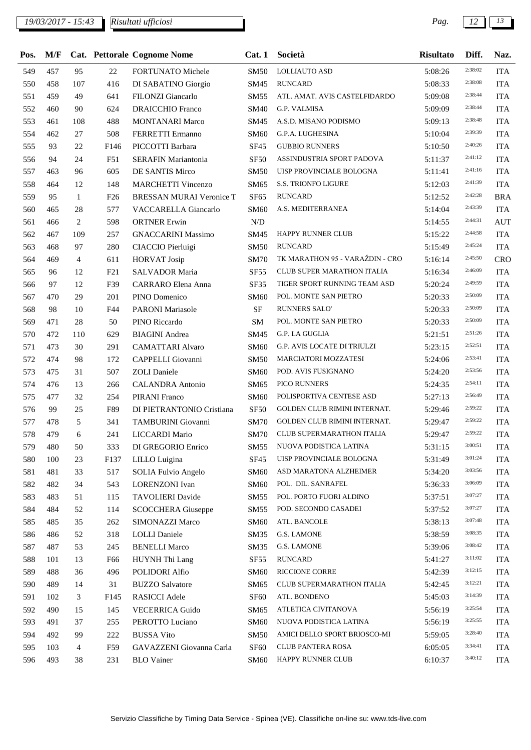| Pos. | M/F | Cat. | Pettorale | Cognome Nome | Cat. 1 | Società | Risultato | Diff. | Naz. |
|---|---|---|---|---|---|---|---|---|---|
| 549 | 457 | 95 | 22 | FORTUNATO Michele | SM50 | LOLLIAUTO ASD | 5:08:26 | 2:38:02 | ITA |
| 550 | 458 | 107 | 416 | DI SABATINO Giorgio | SM45 | RUNCARD | 5:08:33 | 2:38:08 | ITA |
| 551 | 459 | 49 | 641 | FILONZI Giancarlo | SM55 | ATL. AMAT. AVIS CASTELFIDARDO | 5:09:08 | 2:38:44 | ITA |
| 552 | 460 | 90 | 624 | DRAICCHIO Franco | SM40 | G.P. VALMISA | 5:09:09 | 2:38:44 | ITA |
| 553 | 461 | 108 | 488 | MONTANARI Marco | SM45 | A.S.D. MISANO PODISMO | 5:09:13 | 2:38:48 | ITA |
| 554 | 462 | 27 | 508 | FERRETTI Ermanno | SM60 | G.P.A. LUGHESINA | 5:10:04 | 2:39:39 | ITA |
| 555 | 93 | 22 | F146 | PICCOTTI Barbara | SF45 | GUBBIO RUNNERS | 5:10:50 | 2:40:26 | ITA |
| 556 | 94 | 24 | F51 | SERAFIN Mariantonia | SF50 | ASSINDUSTRIA SPORT PADOVA | 5:11:37 | 2:41:12 | ITA |
| 557 | 463 | 96 | 605 | DE SANTIS Mirco | SM50 | UISP PROVINCIALE BOLOGNA | 5:11:41 | 2:41:16 | ITA |
| 558 | 464 | 12 | 148 | MARCHETTI Vincenzo | SM65 | S.S. TRIONFO LIGURE | 5:12:03 | 2:41:39 | ITA |
| 559 | 95 | 1 | F26 | BRESSAN MURAI Veronice T | SF65 | RUNCARD | 5:12:52 | 2:42:28 | BRA |
| 560 | 465 | 28 | 577 | VACCARELLA Giancarlo | SM60 | A.S. MEDITERRANEA | 5:14:04 | 2:43:39 | ITA |
| 561 | 466 | 2 | 598 | ORTNER Erwin | N/D | | 5:14:55 | 2:44:31 | AUT |
| 562 | 467 | 109 | 257 | GNACCARINI Massimo | SM45 | HAPPY RUNNER CLUB | 5:15:22 | 2:44:58 | ITA |
| 563 | 468 | 97 | 280 | CIACCIO Pierluigi | SM50 | RUNCARD | 5:15:49 | 2:45:24 | ITA |
| 564 | 469 | 4 | 611 | HORVAT Josip | SM70 | TK MARATHON 95 - VARAŽDIN - CRO | 5:16:14 | 2:45:50 | CRO |
| 565 | 96 | 12 | F21 | SALVADOR Maria | SF55 | CLUB SUPER MARATHON ITALIA | 5:16:34 | 2:46:09 | ITA |
| 566 | 97 | 12 | F39 | CARRARO Elena Anna | SF35 | TIGER SPORT RUNNING TEAM ASD | 5:20:24 | 2:49:59 | ITA |
| 567 | 470 | 29 | 201 | PINO Domenico | SM60 | POL. MONTE SAN PIETRO | 5:20:33 | 2:50:09 | ITA |
| 568 | 98 | 10 | F44 | PARONI Mariasole | SF | RUNNERS SALO' | 5:20:33 | 2:50:09 | ITA |
| 569 | 471 | 28 | 50 | PINO Riccardo | SM | POL. MONTE SAN PIETRO | 5:20:33 | 2:50:09 | ITA |
| 570 | 472 | 110 | 629 | BIAGINI Andrea | SM45 | G.P. LA GUGLIA | 5:21:51 | 2:51:26 | ITA |
| 571 | 473 | 30 | 291 | CAMATTARI Alvaro | SM60 | G.P. AVIS LOCATE DI TRIULZI | 5:23:15 | 2:52:51 | ITA |
| 572 | 474 | 98 | 172 | CAPPELLI Giovanni | SM50 | MARCIATORI MOZZATESI | 5:24:06 | 2:53:41 | ITA |
| 573 | 475 | 31 | 507 | ZOLI Daniele | SM60 | POD. AVIS FUSIGNANO | 5:24:20 | 2:53:56 | ITA |
| 574 | 476 | 13 | 266 | CALANDRA Antonio | SM65 | PICO RUNNERS | 5:24:35 | 2:54:11 | ITA |
| 575 | 477 | 32 | 254 | PIRANI Franco | SM60 | POLISPORTIVA CENTESE ASD | 5:27:13 | 2:56:49 | ITA |
| 576 | 99 | 25 | F89 | DI PIETRANTONIO Cristiana | SF50 | GOLDEN CLUB RIMINI INTERNAT. | 5:29:46 | 2:59:22 | ITA |
| 577 | 478 | 5 | 341 | TAMBURINI Giovanni | SM70 | GOLDEN CLUB RIMINI INTERNAT. | 5:29:47 | 2:59:22 | ITA |
| 578 | 479 | 6 | 241 | LICCARDI Mario | SM70 | CLUB SUPERMARATHON ITALIA | 5:29:47 | 2:59:22 | ITA |
| 579 | 480 | 50 | 333 | DI GREGORIO Enrico | SM55 | NUOVA PODISTICA LATINA | 5:31:15 | 3:00:51 | ITA |
| 580 | 100 | 23 | F137 | LILLO Luigina | SF45 | UISP PROVINCIALE BOLOGNA | 5:31:49 | 3:01:24 | ITA |
| 581 | 481 | 33 | 517 | SOLIA Fulvio Angelo | SM60 | ASD MARATONA ALZHEIMER | 5:34:20 | 3:03:56 | ITA |
| 582 | 482 | 34 | 543 | LORENZONI Ivan | SM60 | POL. DIL. SANRAFEL | 5:36:33 | 3:06:09 | ITA |
| 583 | 483 | 51 | 115 | TAVOLIERI Davide | SM55 | POL. PORTO FUORI ALDINO | 5:37:51 | 3:07:27 | ITA |
| 584 | 484 | 52 | 114 | SCOCCHERA Giuseppe | SM55 | POD. SECONDO CASADEI | 5:37:52 | 3:07:27 | ITA |
| 585 | 485 | 35 | 262 | SIMONAZZI Marco | SM60 | ATL. BANCOLE | 5:38:13 | 3:07:48 | ITA |
| 586 | 486 | 52 | 318 | LOLLI Daniele | SM35 | G.S. LAMONE | 5:38:59 | 3:08:35 | ITA |
| 587 | 487 | 53 | 245 | BENELLI Marco | SM35 | G.S. LAMONE | 5:39:06 | 3:08:42 | ITA |
| 588 | 101 | 13 | F66 | HUYNH Thi Lang | SF55 | RUNCARD | 5:41:27 | 3:11:02 | ITA |
| 589 | 488 | 36 | 496 | POLIDORI Alfio | SM60 | RICCIONE CORRE | 5:42:39 | 3:12:15 | ITA |
| 590 | 489 | 14 | 31 | BUZZO Salvatore | SM65 | CLUB SUPERMARATHON ITALIA | 5:42:45 | 3:12:21 | ITA |
| 591 | 102 | 3 | F145 | RASICCI Adele | SF60 | ATL. BONDENO | 5:45:03 | 3:14:39 | ITA |
| 592 | 490 | 15 | 145 | VECERRICA Guido | SM65 | ATLETICA CIVITANOVA | 5:56:19 | 3:25:54 | ITA |
| 593 | 491 | 37 | 255 | PEROTTO Luciano | SM60 | NUOVA PODISTICA LATINA | 5:56:19 | 3:25:55 | ITA |
| 594 | 492 | 99 | 222 | BUSSA Vito | SM50 | AMICI DELLO SPORT BRIOSCO-MI | 5:59:05 | 3:28:40 | ITA |
| 595 | 103 | 4 | F59 | GAVAZZENI Giovanna Carla | SF60 | CLUB PANTERA ROSA | 6:05:05 | 3:34:41 | ITA |
| 596 | 493 | 38 | 231 | BLO Vainer | SM60 | HAPPY RUNNER CLUB | 6:10:37 | 3:40:12 | ITA |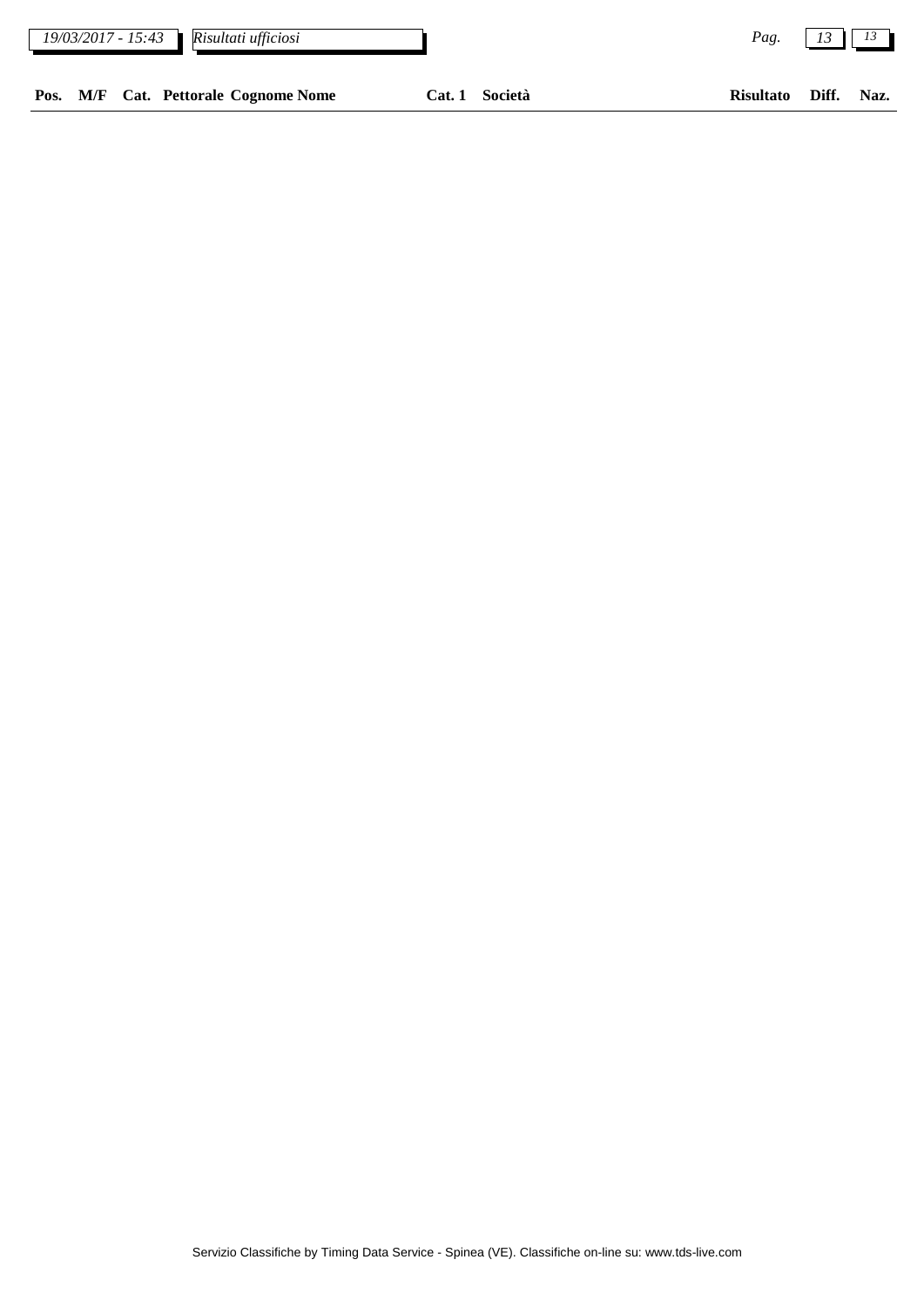*Risultati ufficiosi*

| Pos. | M/F | Cat. | Pettorale | Cognome Nome | Cat. 1 | Società | Risultato | Diff. | Naz. |
| --- | --- | --- | --- | --- | --- | --- | --- | --- | --- |

Servizio Classifiche by Timing Data Service - Spinea (VE). Classifiche on-line su: www.tds-live.com